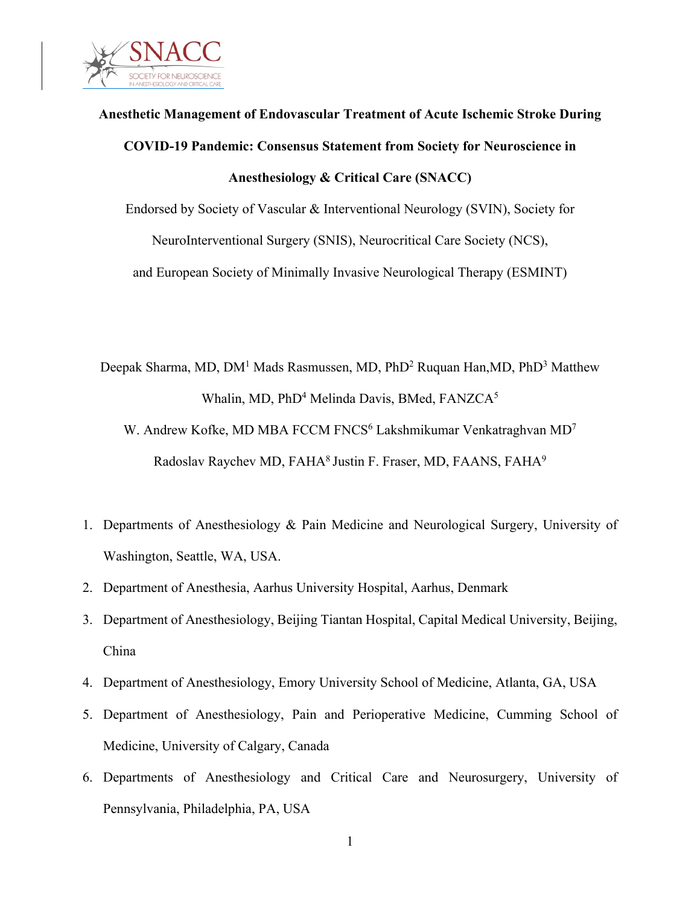# Anesthetic Management of Endovascular Treatment of Acute Ischemic Stroke During COVID-19 Pandemic: Consensus Statement from Society for Neuroscience in Anesthesiology & Critical Care (SNACC)

Endorsed by Society of Vascular & Interventional Neurology (SVIN), Society for NeuroInterventional Surgery (SNIS), Neurocritical Care Society (NCS), and European Society of Minimally Invasive Neurological Therapy (ESMINT)

Deepak Sharma, MD, DM[1] Mads Rasmussen, MD, PhD[2] Ruquan Han,MD, PhD[3] Matthew Whalin, MD, PhD[4] Melinda Davis, BMed, FANZCA[5]
W. Andrew Kofke, MD MBA FCCM FNCS[6] Lakshmikumar Venkatraghvan MD[7]
Radoslav Raychev MD, FAHA[8] Justin F. Fraser, MD, FAANS, FAHA[9]

1. Departments of Anesthesiology & Pain Medicine and Neurological Surgery, University of Washington, Seattle, WA, USA.
2. Department of Anesthesia, Aarhus University Hospital, Aarhus, Denmark
3. Department of Anesthesiology, Beijing Tiantan Hospital, Capital Medical University, Beijing, China
4. Department of Anesthesiology, Emory University School of Medicine, Atlanta, GA, USA
5. Department of Anesthesiology, Pain and Perioperative Medicine, Cumming School of Medicine, University of Calgary, Canada
6. Departments of Anesthesiology and Critical Care and Neurosurgery, University of Pennsylvania, Philadelphia, PA, USA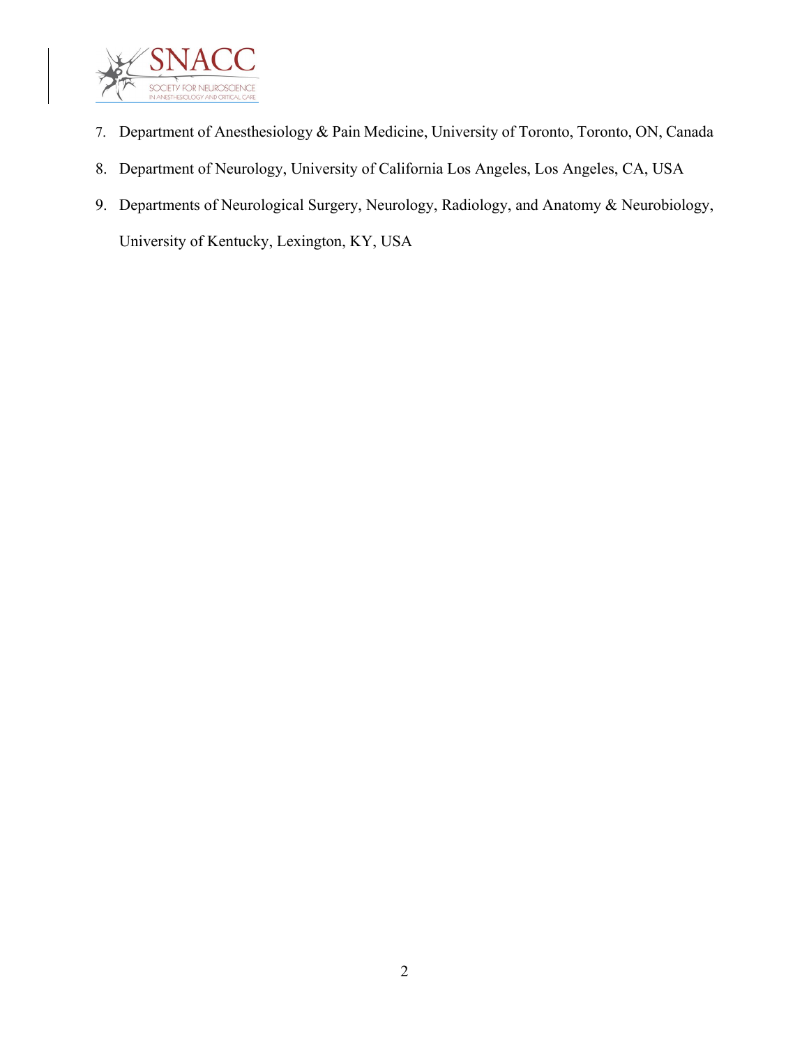7. Department of Anesthesiology & Pain Medicine, University of Toronto, Toronto, ON, Canada
8. Department of Neurology, University of California Los Angeles, Los Angeles, CA, USA
9. Departments of Neurological Surgery, Neurology, Radiology, and Anatomy & Neurobiology, University of Kentucky, Lexington, KY, USA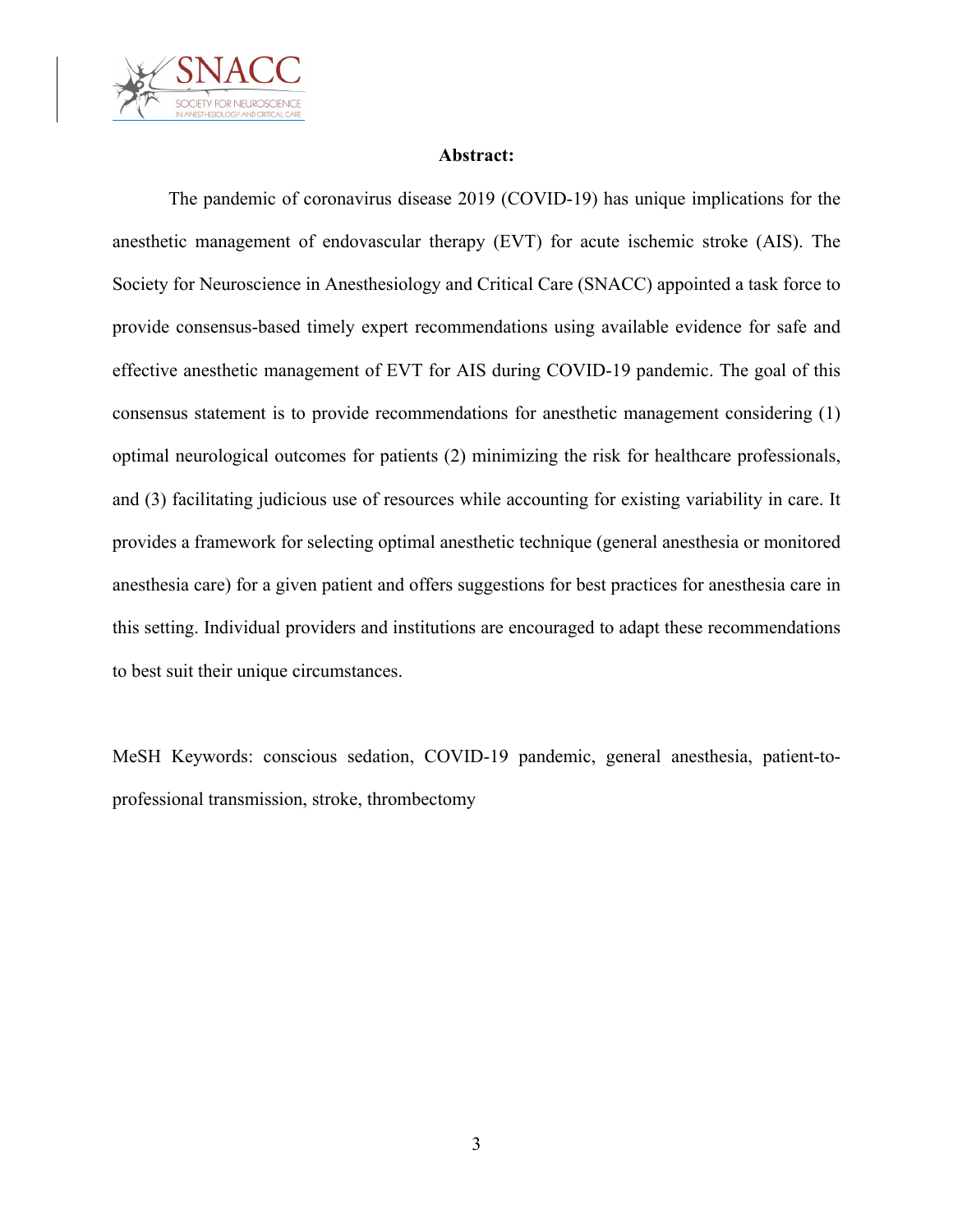**Abstract:**

The pandemic of coronavirus disease 2019 (COVID-19) has unique implications for the anesthetic management of endovascular therapy (EVT) for acute ischemic stroke (AIS). The Society for Neuroscience in Anesthesiology and Critical Care (SNACC) appointed a task force to provide consensus-based timely expert recommendations using available evidence for safe and effective anesthetic management of EVT for AIS during COVID-19 pandemic. The goal of this consensus statement is to provide recommendations for anesthetic management considering (1) optimal neurological outcomes for patients (2) minimizing the risk for healthcare professionals, and (3) facilitating judicious use of resources while accounting for existing variability in care. It provides a framework for selecting optimal anesthetic technique (general anesthesia or monitored anesthesia care) for a given patient and offers suggestions for best practices for anesthesia care in this setting. Individual providers and institutions are encouraged to adapt these recommendations to best suit their unique circumstances.

MeSH Keywords: conscious sedation, COVID-19 pandemic, general anesthesia, patient-to-professional transmission, stroke, thrombectomy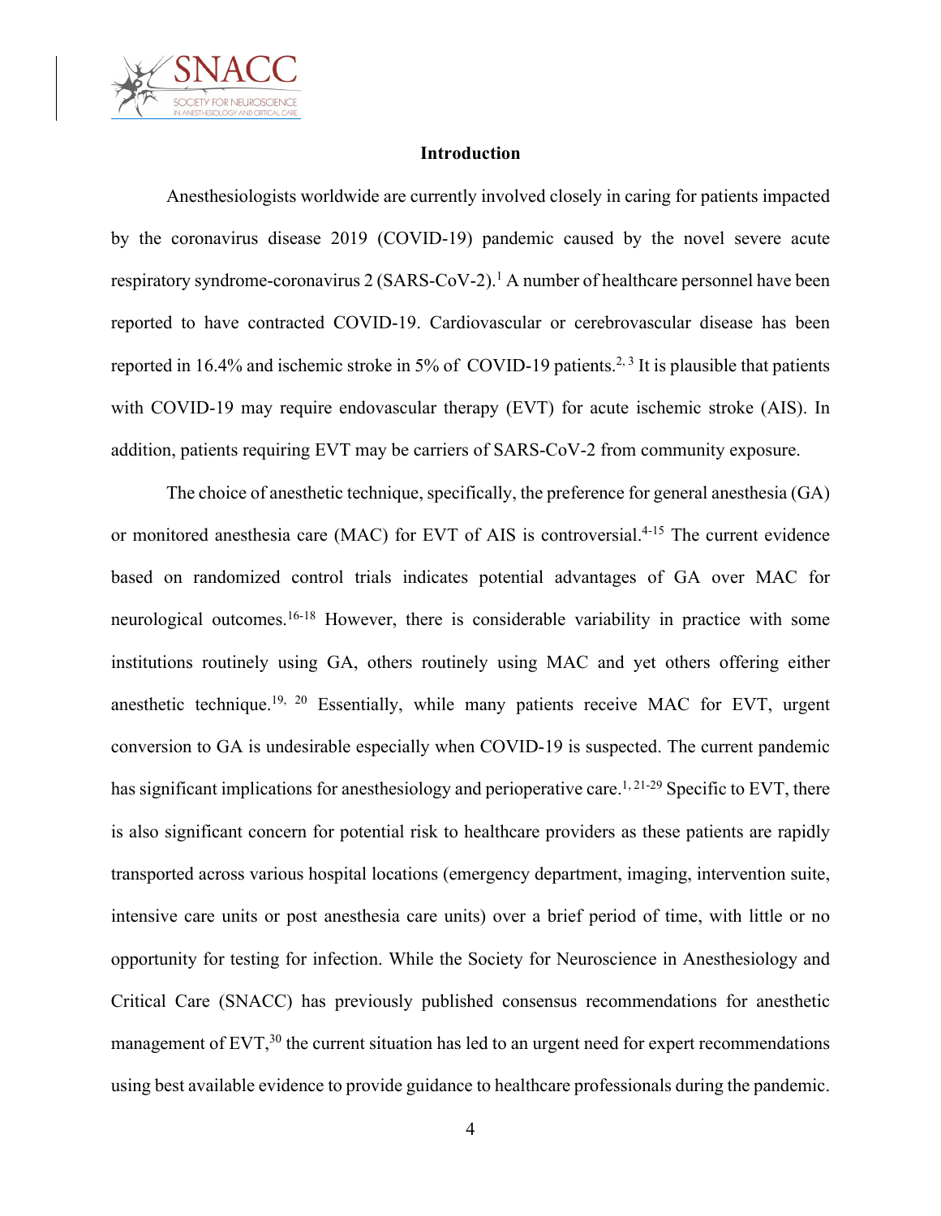## Introduction

Anesthesiologists worldwide are currently involved closely in caring for patients impacted by the coronavirus disease 2019 (COVID-19) pandemic caused by the novel severe acute respiratory syndrome-coronavirus 2 (SARS-CoV-2).[1] A number of healthcare personnel have been reported to have contracted COVID-19. Cardiovascular or cerebrovascular disease has been reported in 16.4% and ischemic stroke in 5% of COVID-19 patients.[2, 3] It is plausible that patients with COVID-19 may require endovascular therapy (EVT) for acute ischemic stroke (AIS). In addition, patients requiring EVT may be carriers of SARS-CoV-2 from community exposure.

The choice of anesthetic technique, specifically, the preference for general anesthesia (GA) or monitored anesthesia care (MAC) for EVT of AIS is controversial.[4-15] The current evidence based on randomized control trials indicates potential advantages of GA over MAC for neurological outcomes.[16-18] However, there is considerable variability in practice with some institutions routinely using GA, others routinely using MAC and yet others offering either anesthetic technique.[19, 20] Essentially, while many patients receive MAC for EVT, urgent conversion to GA is undesirable especially when COVID-19 is suspected. The current pandemic has significant implications for anesthesiology and perioperative care.[1, 21-29] Specific to EVT, there is also significant concern for potential risk to healthcare providers as these patients are rapidly transported across various hospital locations (emergency department, imaging, intervention suite, intensive care units or post anesthesia care units) over a brief period of time, with little or no opportunity for testing for infection. While the Society for Neuroscience in Anesthesiology and Critical Care (SNACC) has previously published consensus recommendations for anesthetic management of EVT,[30] the current situation has led to an urgent need for expert recommendations using best available evidence to provide guidance to healthcare professionals during the pandemic.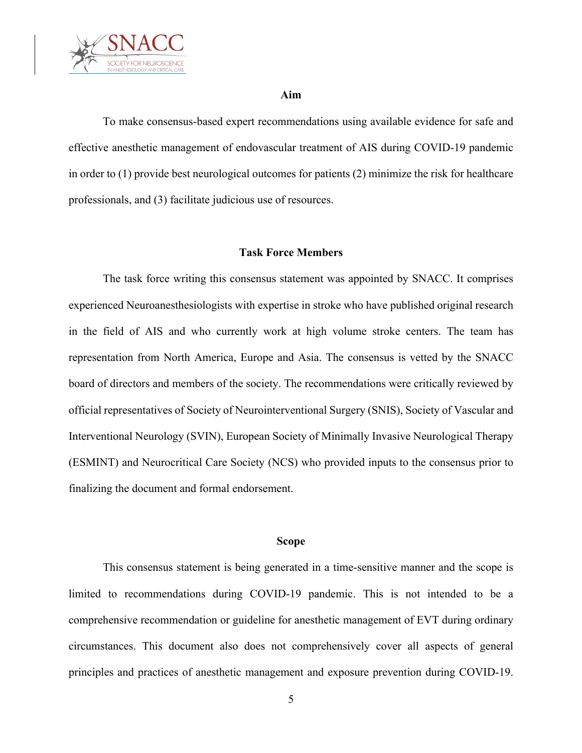## Aim

To make consensus-based expert recommendations using available evidence for safe and effective anesthetic management of endovascular treatment of AIS during COVID-19 pandemic in order to (1) provide best neurological outcomes for patients (2) minimize the risk for healthcare professionals, and (3) facilitate judicious use of resources.

## Task Force Members

The task force writing this consensus statement was appointed by SNACC. It comprises experienced Neuroanesthesiologists with expertise in stroke who have published original research in the field of AIS and who currently work at high volume stroke centers. The team has representation from North America, Europe and Asia. The consensus is vetted by the SNACC board of directors and members of the society. The recommendations were critically reviewed by official representatives of Society of Neurointerventional Surgery (SNIS), Society of Vascular and Interventional Neurology (SVIN), European Society of Minimally Invasive Neurological Therapy (ESMINT) and Neurocritical Care Society (NCS) who provided inputs to the consensus prior to finalizing the document and formal endorsement.

## Scope

This consensus statement is being generated in a time-sensitive manner and the scope is limited to recommendations during COVID-19 pandemic. This is not intended to be a comprehensive recommendation or guideline for anesthetic management of EVT during ordinary circumstances. This document also does not comprehensively cover all aspects of general principles and practices of anesthetic management and exposure prevention during COVID-19.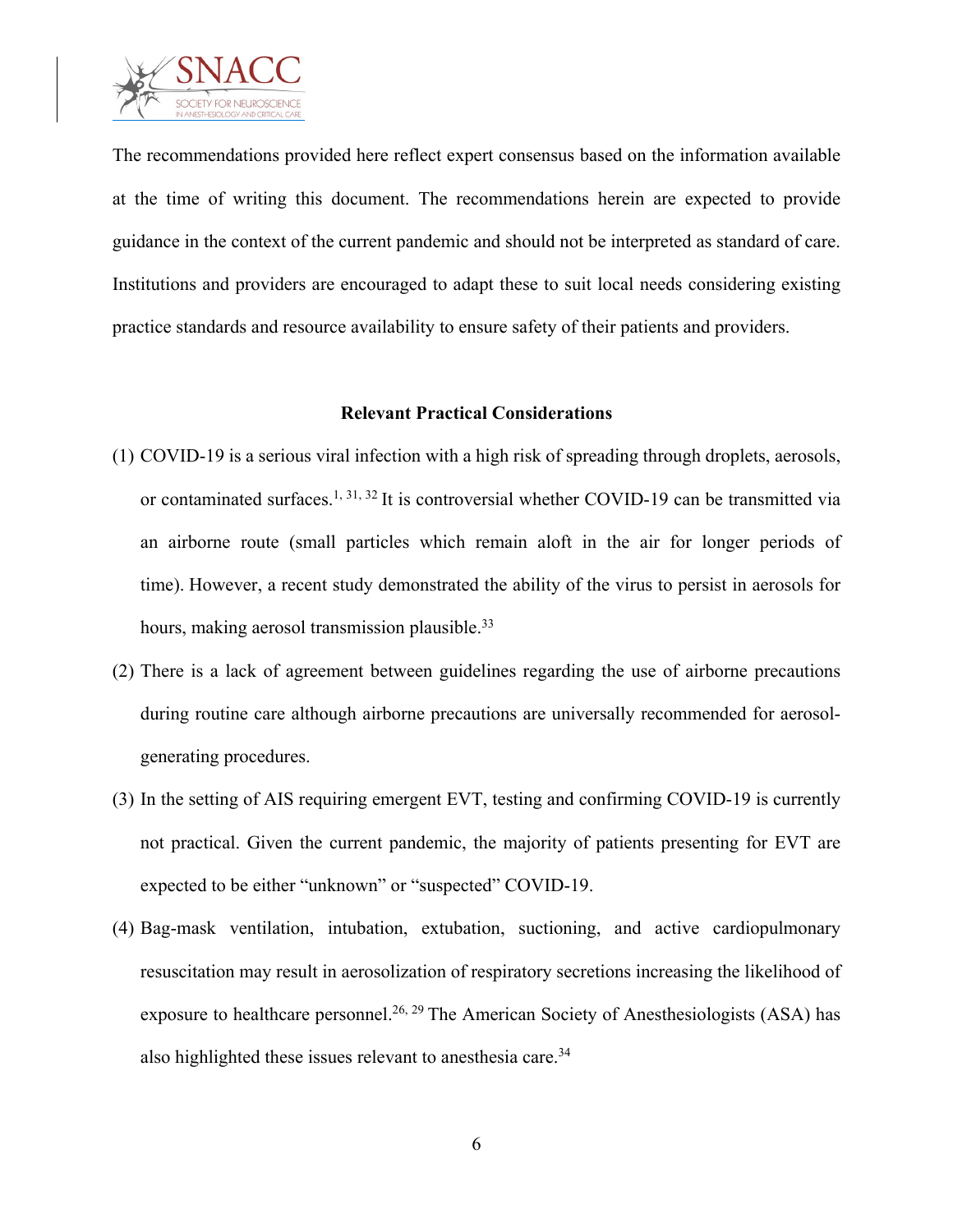The recommendations provided here reflect expert consensus based on the information available at the time of writing this document. The recommendations herein are expected to provide guidance in the context of the current pandemic and should not be interpreted as standard of care. Institutions and providers are encouraged to adapt these to suit local needs considering existing practice standards and resource availability to ensure safety of their patients and providers.

**Relevant Practical Considerations**

(1) COVID-19 is a serious viral infection with a high risk of spreading through droplets, aerosols, or contaminated surfaces.[1, 31, 32] It is controversial whether COVID-19 can be transmitted via an airborne route (small particles which remain aloft in the air for longer periods of time). However, a recent study demonstrated the ability of the virus to persist in aerosols for hours, making aerosol transmission plausible.[33]

(2) There is a lack of agreement between guidelines regarding the use of airborne precautions during routine care although airborne precautions are universally recommended for aerosol-generating procedures.

(3) In the setting of AIS requiring emergent EVT, testing and confirming COVID-19 is currently not practical. Given the current pandemic, the majority of patients presenting for EVT are expected to be either "unknown" or "suspected" COVID-19.

(4) Bag-mask ventilation, intubation, extubation, suctioning, and active cardiopulmonary resuscitation may result in aerosolization of respiratory secretions increasing the likelihood of exposure to healthcare personnel.[26, 29] The American Society of Anesthesiologists (ASA) has also highlighted these issues relevant to anesthesia care.[34]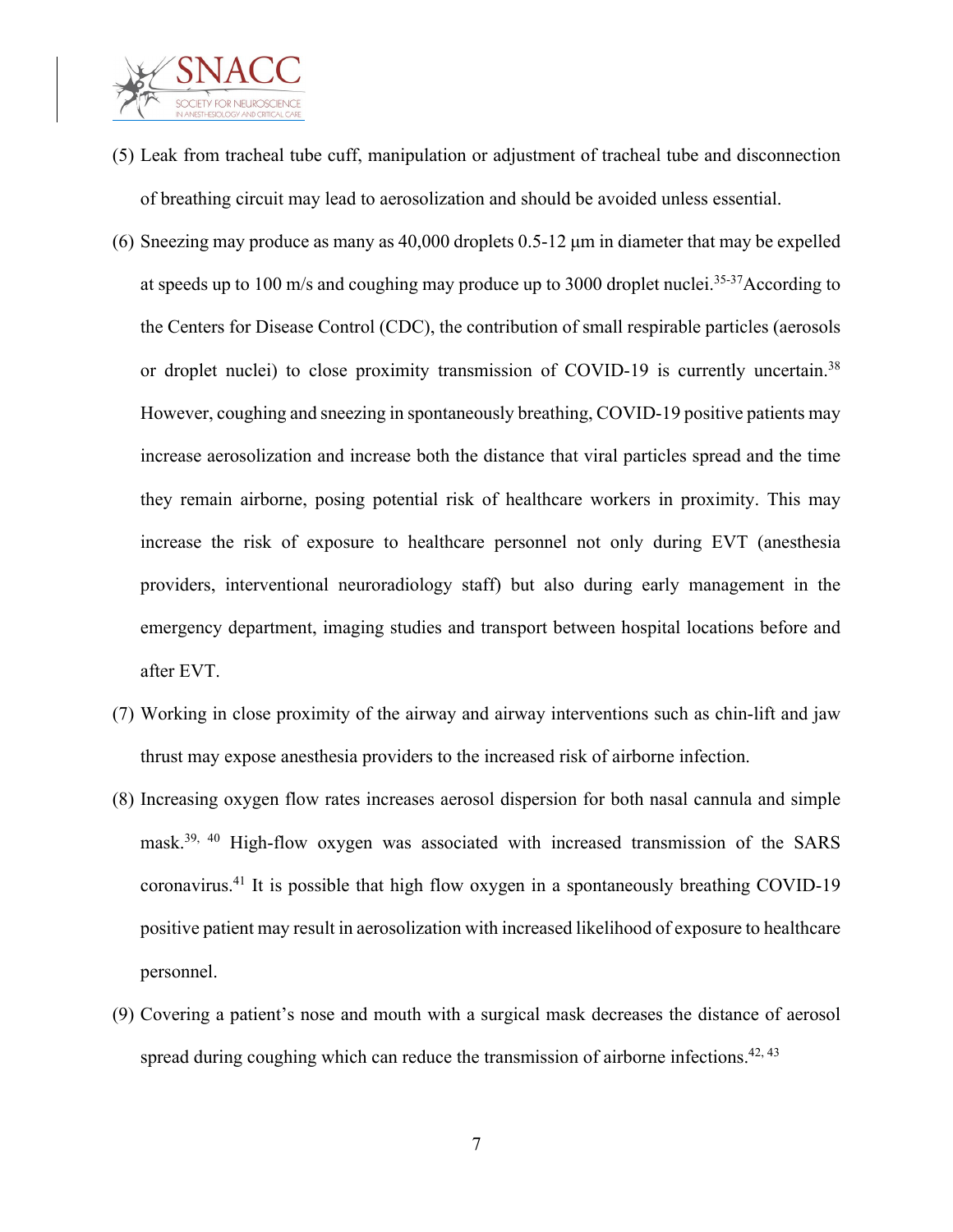(5) Leak from tracheal tube cuff, manipulation or adjustment of tracheal tube and disconnection of breathing circuit may lead to aerosolization and should be avoided unless essential.

(6) Sneezing may produce as many as 40,000 droplets 0.5-12 μm in diameter that may be expelled at speeds up to 100 m/s and coughing may produce up to 3000 droplet nuclei.[35-37] According to the Centers for Disease Control (CDC), the contribution of small respirable particles (aerosols or droplet nuclei) to close proximity transmission of COVID-19 is currently uncertain.[38] However, coughing and sneezing in spontaneously breathing, COVID-19 positive patients may increase aerosolization and increase both the distance that viral particles spread and the time they remain airborne, posing potential risk of healthcare workers in proximity. This may increase the risk of exposure to healthcare personnel not only during EVT (anesthesia providers, interventional neuroradiology staff) but also during early management in the emergency department, imaging studies and transport between hospital locations before and after EVT.

(7) Working in close proximity of the airway and airway interventions such as chin-lift and jaw thrust may expose anesthesia providers to the increased risk of airborne infection.

(8) Increasing oxygen flow rates increases aerosol dispersion for both nasal cannula and simple mask.[39, 40] High-flow oxygen was associated with increased transmission of the SARS coronavirus.[41] It is possible that high flow oxygen in a spontaneously breathing COVID-19 positive patient may result in aerosolization with increased likelihood of exposure to healthcare personnel.

(9) Covering a patient's nose and mouth with a surgical mask decreases the distance of aerosol spread during coughing which can reduce the transmission of airborne infections.[42, 43]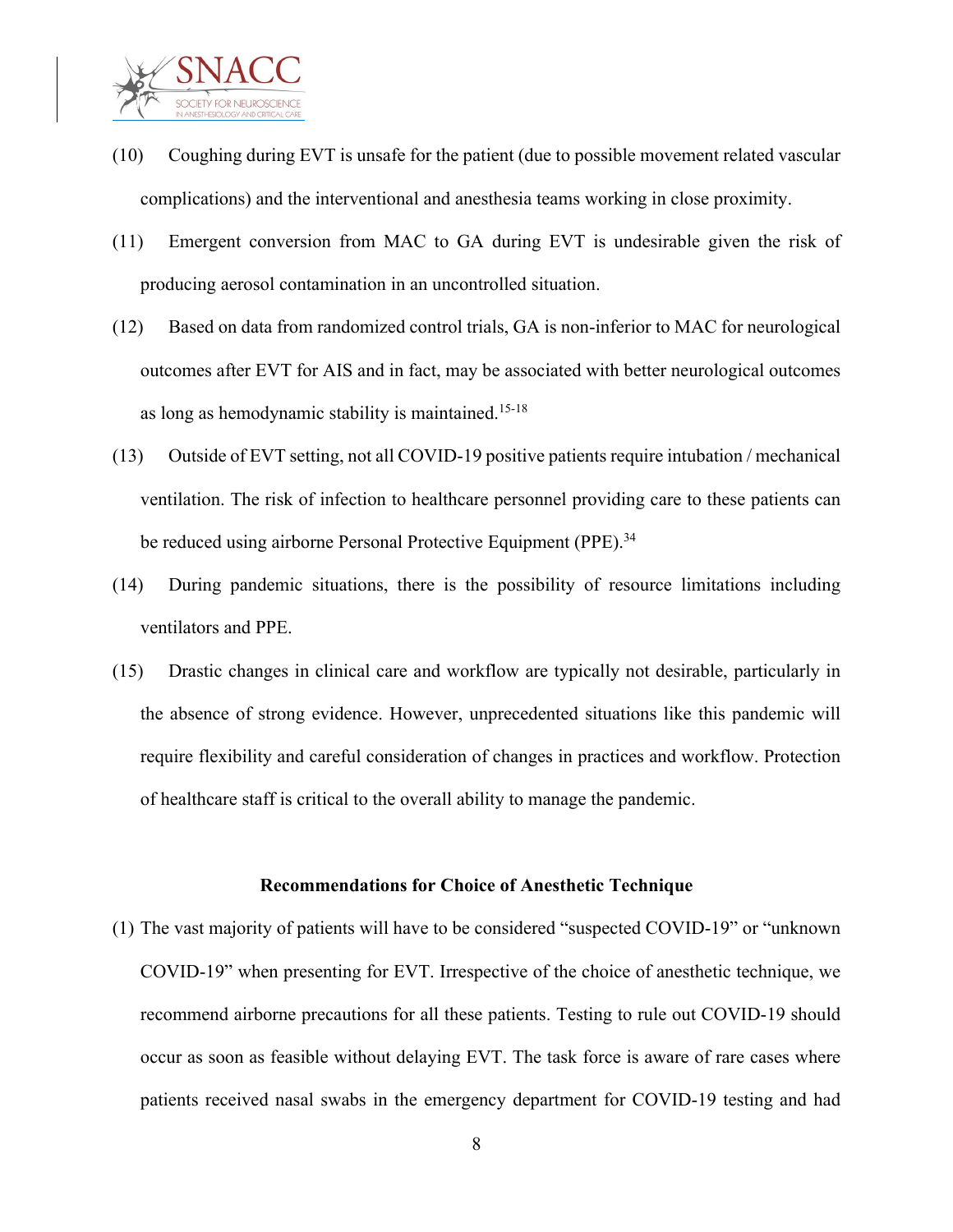(10) Coughing during EVT is unsafe for the patient (due to possible movement related vascular complications) and the interventional and anesthesia teams working in close proximity.

(11) Emergent conversion from MAC to GA during EVT is undesirable given the risk of producing aerosol contamination in an uncontrolled situation.

(12) Based on data from randomized control trials, GA is non-inferior to MAC for neurological outcomes after EVT for AIS and in fact, may be associated with better neurological outcomes as long as hemodynamic stability is maintained.[15-18]

(13) Outside of EVT setting, not all COVID-19 positive patients require intubation / mechanical ventilation. The risk of infection to healthcare personnel providing care to these patients can be reduced using airborne Personal Protective Equipment (PPE).[34]

(14) During pandemic situations, there is the possibility of resource limitations including ventilators and PPE.

(15) Drastic changes in clinical care and workflow are typically not desirable, particularly in the absence of strong evidence. However, unprecedented situations like this pandemic will require flexibility and careful consideration of changes in practices and workflow. Protection of healthcare staff is critical to the overall ability to manage the pandemic.

### Recommendations for Choice of Anesthetic Technique

(1) The vast majority of patients will have to be considered "suspected COVID-19" or "unknown COVID-19" when presenting for EVT. Irrespective of the choice of anesthetic technique, we recommend airborne precautions for all these patients. Testing to rule out COVID-19 should occur as soon as feasible without delaying EVT. The task force is aware of rare cases where patients received nasal swabs in the emergency department for COVID-19 testing and had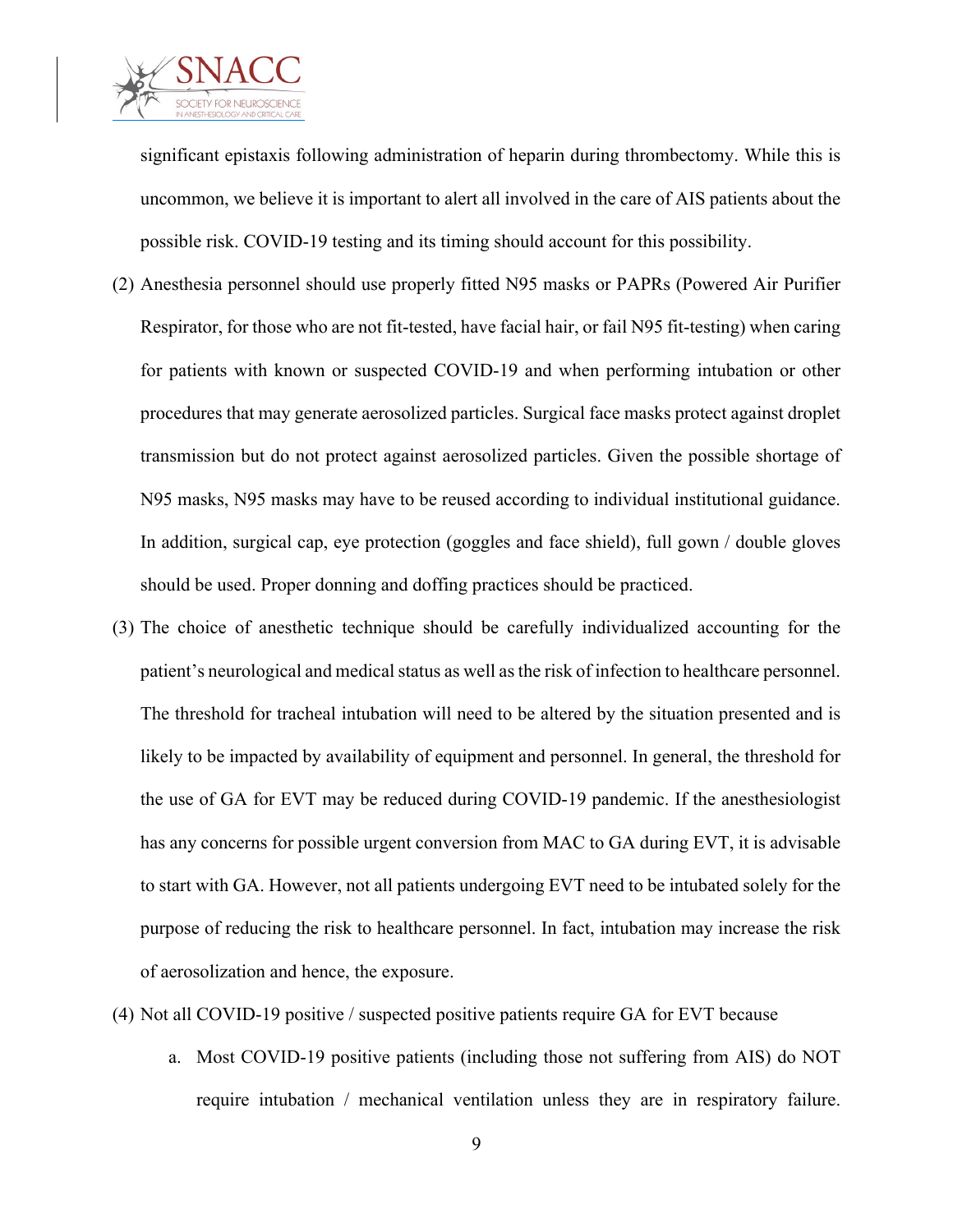significant epistaxis following administration of heparin during thrombectomy. While this is uncommon, we believe it is important to alert all involved in the care of AIS patients about the possible risk. COVID-19 testing and its timing should account for this possibility.

(2) Anesthesia personnel should use properly fitted N95 masks or PAPRs (Powered Air Purifier Respirator, for those who are not fit-tested, have facial hair, or fail N95 fit-testing) when caring for patients with known or suspected COVID-19 and when performing intubation or other procedures that may generate aerosolized particles. Surgical face masks protect against droplet transmission but do not protect against aerosolized particles. Given the possible shortage of N95 masks, N95 masks may have to be reused according to individual institutional guidance. In addition, surgical cap, eye protection (goggles and face shield), full gown / double gloves should be used. Proper donning and doffing practices should be practiced.

(3) The choice of anesthetic technique should be carefully individualized accounting for the patient's neurological and medical status as well as the risk of infection to healthcare personnel. The threshold for tracheal intubation will need to be altered by the situation presented and is likely to be impacted by availability of equipment and personnel. In general, the threshold for the use of GA for EVT may be reduced during COVID-19 pandemic. If the anesthesiologist has any concerns for possible urgent conversion from MAC to GA during EVT, it is advisable to start with GA. However, not all patients undergoing EVT need to be intubated solely for the purpose of reducing the risk to healthcare personnel. In fact, intubation may increase the risk of aerosolization and hence, the exposure.

(4) Not all COVID-19 positive / suspected positive patients require GA for EVT because

   a. Most COVID-19 positive patients (including those not suffering from AIS) do NOT require intubation / mechanical ventilation unless they are in respiratory failure.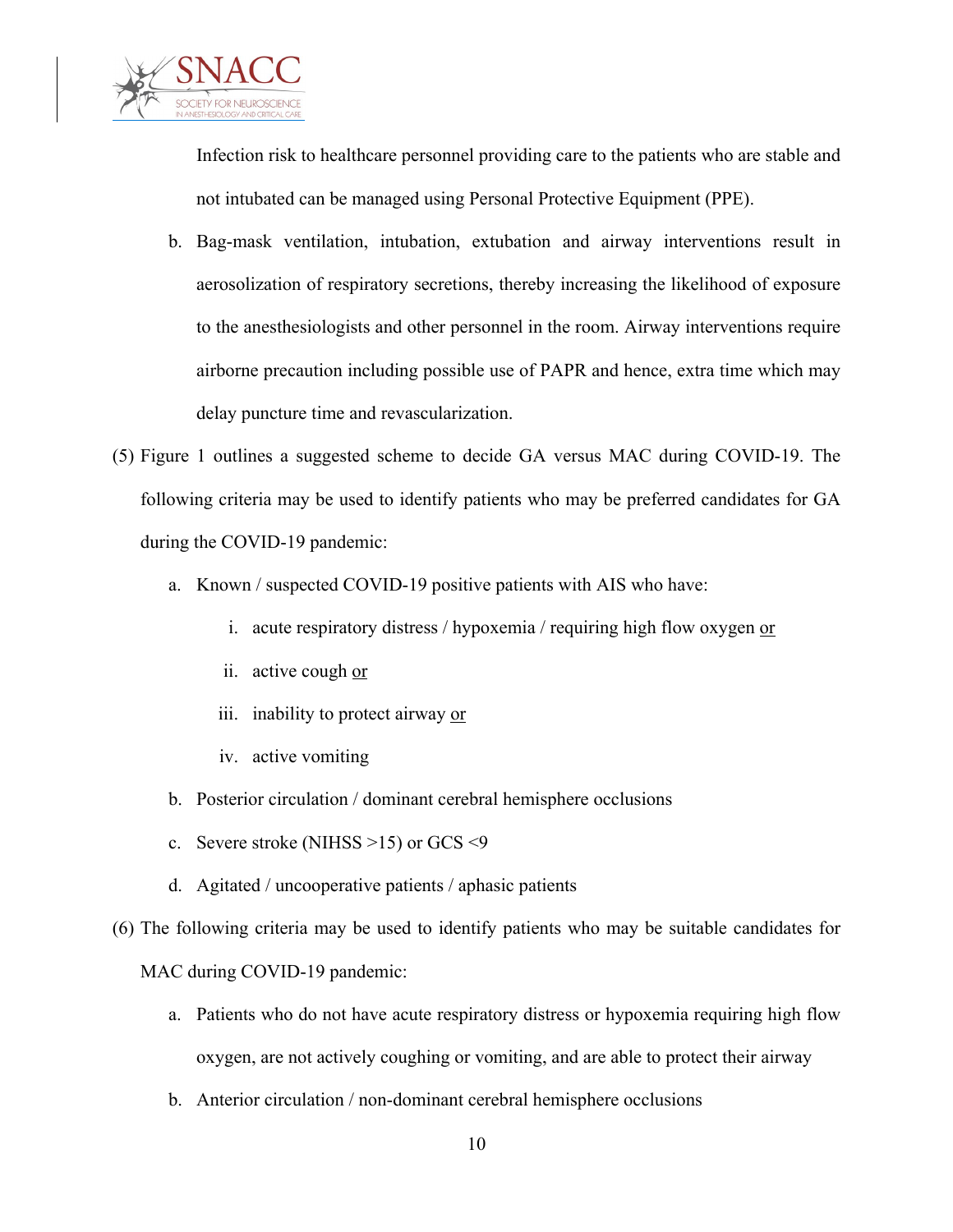Infection risk to healthcare personnel providing care to the patients who are stable and not intubated can be managed using Personal Protective Equipment (PPE).

b. Bag-mask ventilation, intubation, extubation and airway interventions result in aerosolization of respiratory secretions, thereby increasing the likelihood of exposure to the anesthesiologists and other personnel in the room. Airway interventions require airborne precaution including possible use of PAPR and hence, extra time which may delay puncture time and revascularization.

(5) Figure 1 outlines a suggested scheme to decide GA versus MAC during COVID-19. The following criteria may be used to identify patients who may be preferred candidates for GA during the COVID-19 pandemic:

a. Known / suspected COVID-19 positive patients with AIS who have:

i. acute respiratory distress / hypoxemia / requiring high flow oxygen <u>or</u>

ii. active cough <u>or</u>

iii. inability to protect airway <u>or</u>

iv. active vomiting

b. Posterior circulation / dominant cerebral hemisphere occlusions

c. Severe stroke (NIHSS >15) or GCS <9

d. Agitated / uncooperative patients / aphasic patients

(6) The following criteria may be used to identify patients who may be suitable candidates for MAC during COVID-19 pandemic:

a. Patients who do not have acute respiratory distress or hypoxemia requiring high flow oxygen, are not actively coughing or vomiting, and are able to protect their airway

b. Anterior circulation / non-dominant cerebral hemisphere occlusions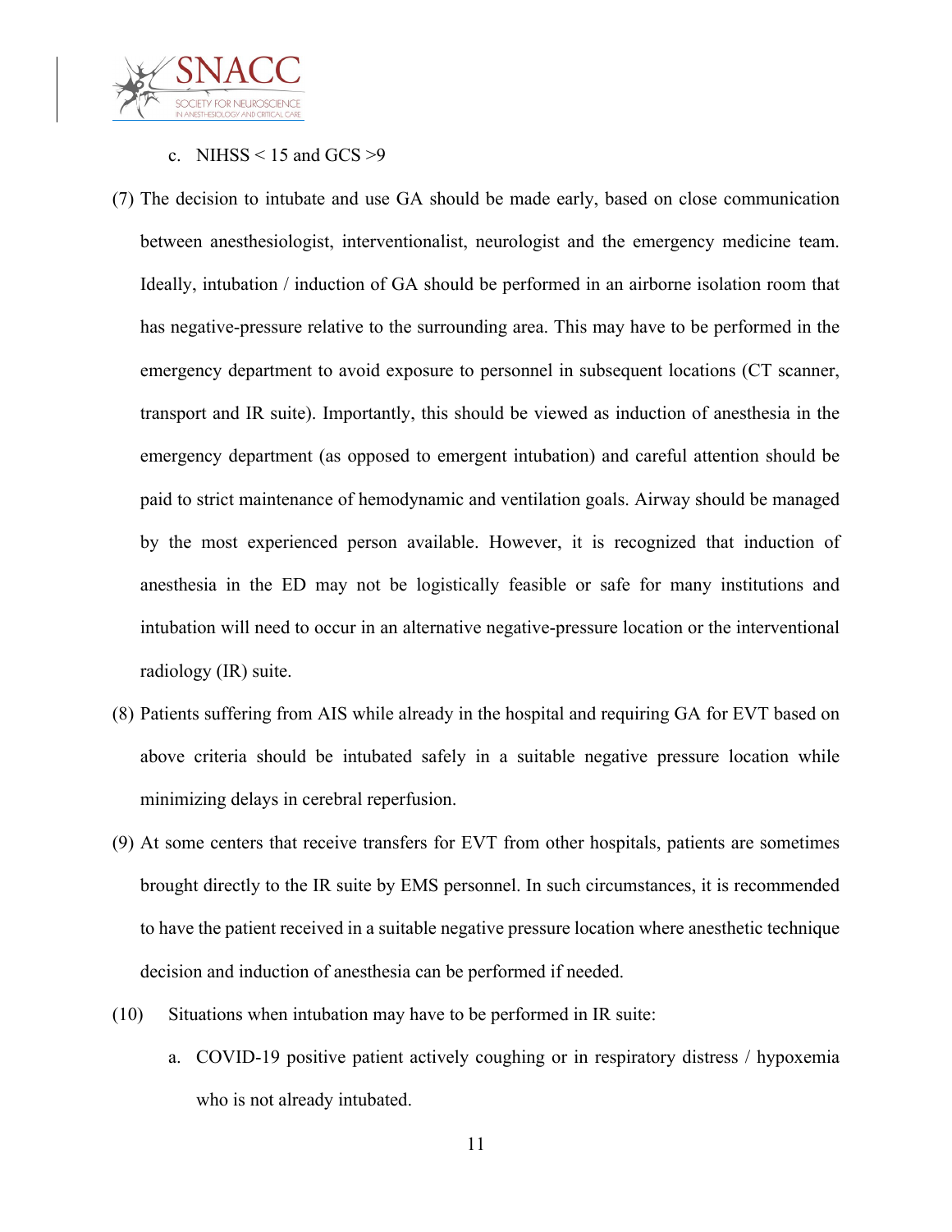c. NIHSS < 15 and GCS >9

(7) The decision to intubate and use GA should be made early, based on close communication between anesthesiologist, interventionalist, neurologist and the emergency medicine team. Ideally, intubation / induction of GA should be performed in an airborne isolation room that has negative-pressure relative to the surrounding area. This may have to be performed in the emergency department to avoid exposure to personnel in subsequent locations (CT scanner, transport and IR suite). Importantly, this should be viewed as induction of anesthesia in the emergency department (as opposed to emergent intubation) and careful attention should be paid to strict maintenance of hemodynamic and ventilation goals. Airway should be managed by the most experienced person available. However, it is recognized that induction of anesthesia in the ED may not be logistically feasible or safe for many institutions and intubation will need to occur in an alternative negative-pressure location or the interventional radiology (IR) suite.

(8) Patients suffering from AIS while already in the hospital and requiring GA for EVT based on above criteria should be intubated safely in a suitable negative pressure location while minimizing delays in cerebral reperfusion.

(9) At some centers that receive transfers for EVT from other hospitals, patients are sometimes brought directly to the IR suite by EMS personnel. In such circumstances, it is recommended to have the patient received in a suitable negative pressure location where anesthetic technique decision and induction of anesthesia can be performed if needed.

(10) Situations when intubation may have to be performed in IR suite:

a. COVID-19 positive patient actively coughing or in respiratory distress / hypoxemia who is not already intubated.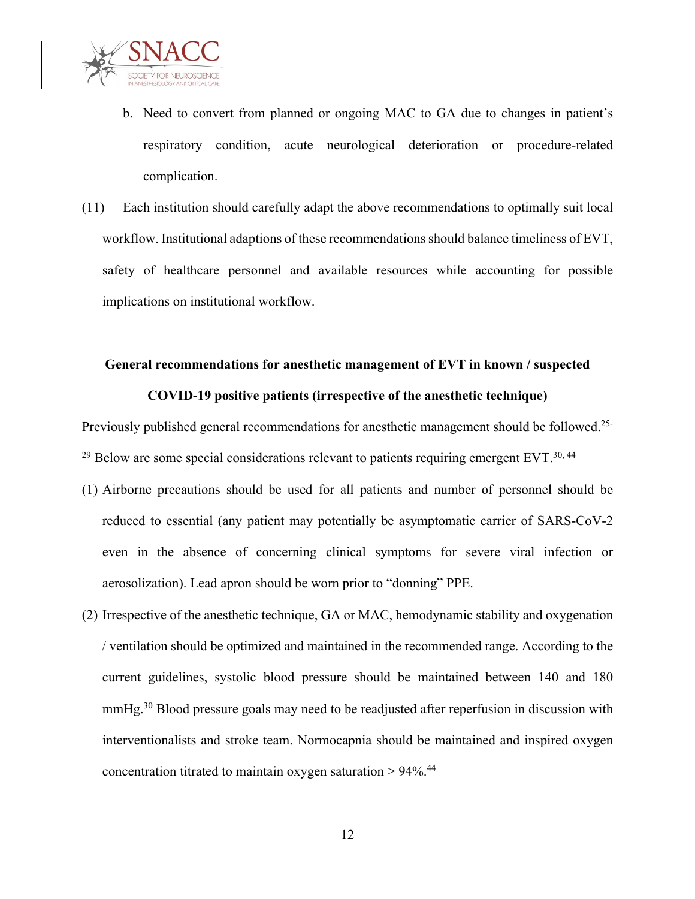b. Need to convert from planned or ongoing MAC to GA due to changes in patient's respiratory condition, acute neurological deterioration or procedure-related complication.

(11) Each institution should carefully adapt the above recommendations to optimally suit local workflow. Institutional adaptions of these recommendations should balance timeliness of EVT, safety of healthcare personnel and available resources while accounting for possible implications on institutional workflow.

**General recommendations for anesthetic management of EVT in known / suspected COVID-19 positive patients (irrespective of the anesthetic technique)**

Previously published general recommendations for anesthetic management should be followed.[25-29] Below are some special considerations relevant to patients requiring emergent EVT.[30, 44]

(1) Airborne precautions should be used for all patients and number of personnel should be reduced to essential (any patient may potentially be asymptomatic carrier of SARS-CoV-2 even in the absence of concerning clinical symptoms for severe viral infection or aerosolization). Lead apron should be worn prior to "donning" PPE.

(2) Irrespective of the anesthetic technique, GA or MAC, hemodynamic stability and oxygenation / ventilation should be optimized and maintained in the recommended range. According to the current guidelines, systolic blood pressure should be maintained between 140 and 180 mmHg.[30] Blood pressure goals may need to be readjusted after reperfusion in discussion with interventionalists and stroke team. Normocapnia should be maintained and inspired oxygen concentration titrated to maintain oxygen saturation > 94%.[44]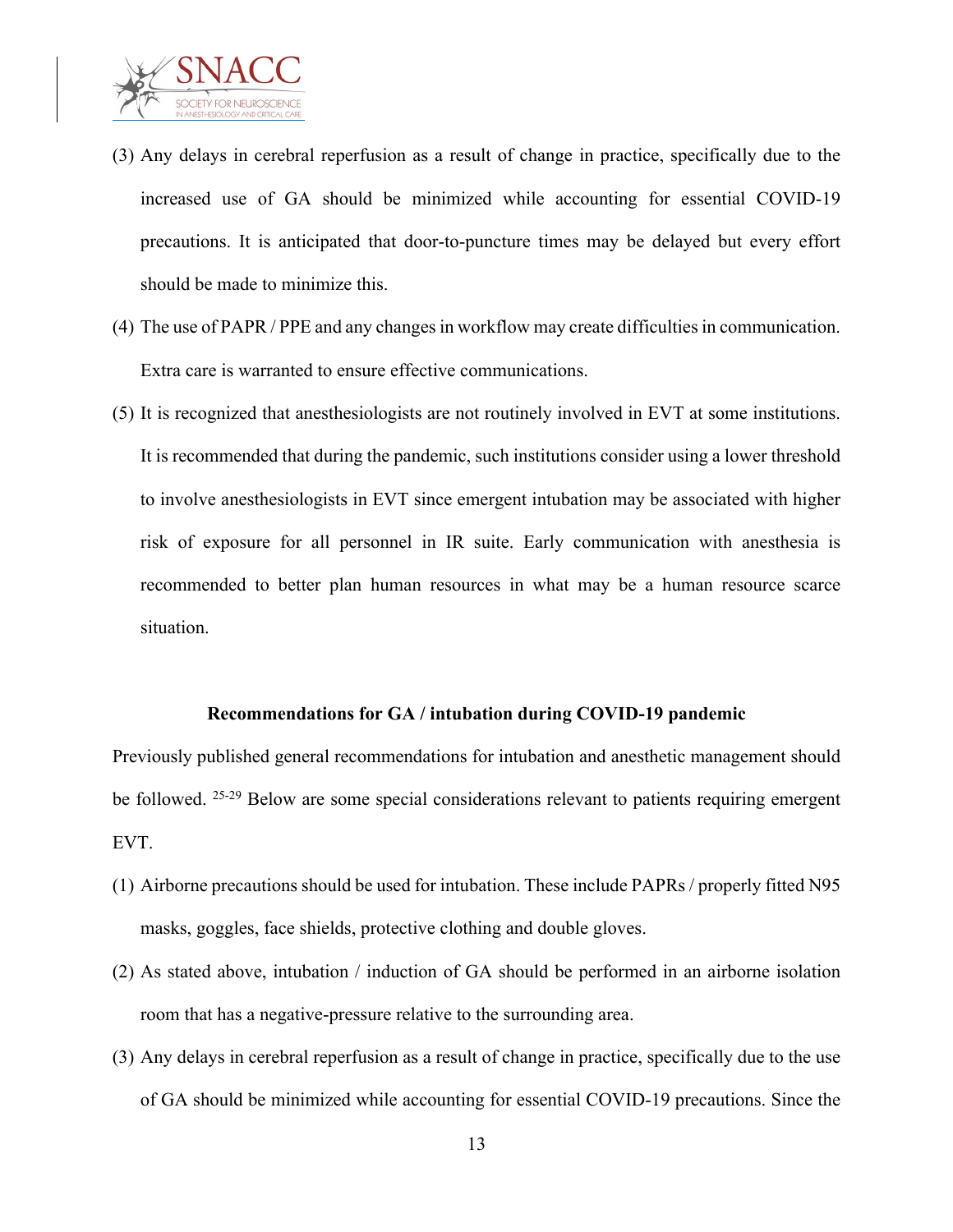(3) Any delays in cerebral reperfusion as a result of change in practice, specifically due to the increased use of GA should be minimized while accounting for essential COVID-19 precautions. It is anticipated that door-to-puncture times may be delayed but every effort should be made to minimize this.

(4) The use of PAPR / PPE and any changes in workflow may create difficulties in communication. Extra care is warranted to ensure effective communications.

(5) It is recognized that anesthesiologists are not routinely involved in EVT at some institutions. It is recommended that during the pandemic, such institutions consider using a lower threshold to involve anesthesiologists in EVT since emergent intubation may be associated with higher risk of exposure for all personnel in IR suite. Early communication with anesthesia is recommended to better plan human resources in what may be a human resource scarce situation.

**Recommendations for GA / intubation during COVID-19 pandemic**

Previously published general recommendations for intubation and anesthetic management should be followed. [25-29] Below are some special considerations relevant to patients requiring emergent EVT.

(1) Airborne precautions should be used for intubation. These include PAPRs / properly fitted N95 masks, goggles, face shields, protective clothing and double gloves.

(2) As stated above, intubation / induction of GA should be performed in an airborne isolation room that has a negative-pressure relative to the surrounding area.

(3) Any delays in cerebral reperfusion as a result of change in practice, specifically due to the use of GA should be minimized while accounting for essential COVID-19 precautions. Since the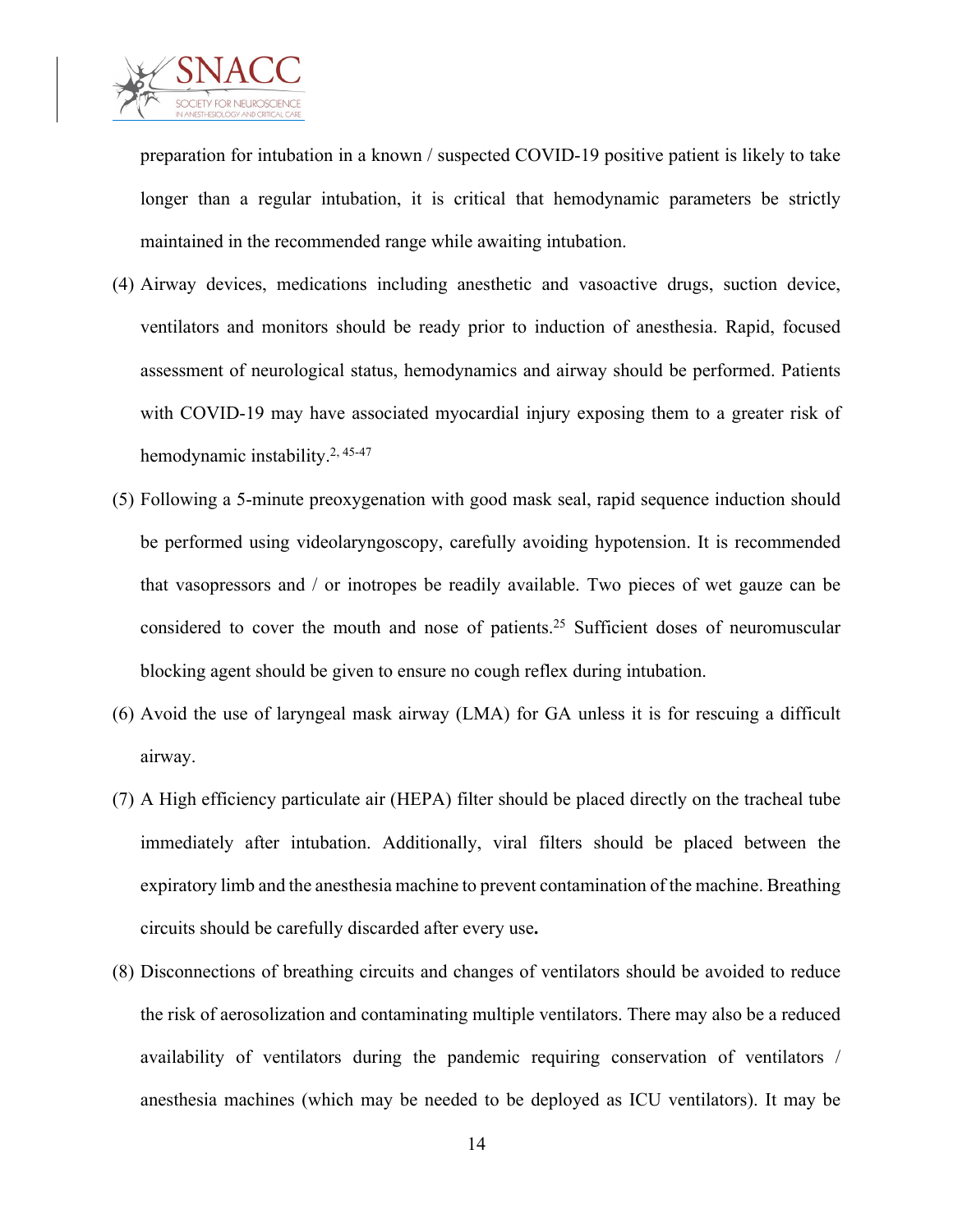preparation for intubation in a known / suspected COVID-19 positive patient is likely to take longer than a regular intubation, it is critical that hemodynamic parameters be strictly maintained in the recommended range while awaiting intubation.

(4) Airway devices, medications including anesthetic and vasoactive drugs, suction device, ventilators and monitors should be ready prior to induction of anesthesia. Rapid, focused assessment of neurological status, hemodynamics and airway should be performed. Patients with COVID-19 may have associated myocardial injury exposing them to a greater risk of hemodynamic instability.[2, 45-47]

(5) Following a 5-minute preoxygenation with good mask seal, rapid sequence induction should be performed using videolaryngoscopy, carefully avoiding hypotension. It is recommended that vasopressors and / or inotropes be readily available. Two pieces of wet gauze can be considered to cover the mouth and nose of patients.[25] Sufficient doses of neuromuscular blocking agent should be given to ensure no cough reflex during intubation.

(6) Avoid the use of laryngeal mask airway (LMA) for GA unless it is for rescuing a difficult airway.

(7) A High efficiency particulate air (HEPA) filter should be placed directly on the tracheal tube immediately after intubation. Additionally, viral filters should be placed between the expiratory limb and the anesthesia machine to prevent contamination of the machine. Breathing circuits should be carefully discarded after every use**.**

(8) Disconnections of breathing circuits and changes of ventilators should be avoided to reduce the risk of aerosolization and contaminating multiple ventilators. There may also be a reduced availability of ventilators during the pandemic requiring conservation of ventilators / anesthesia machines (which may be needed to be deployed as ICU ventilators). It may be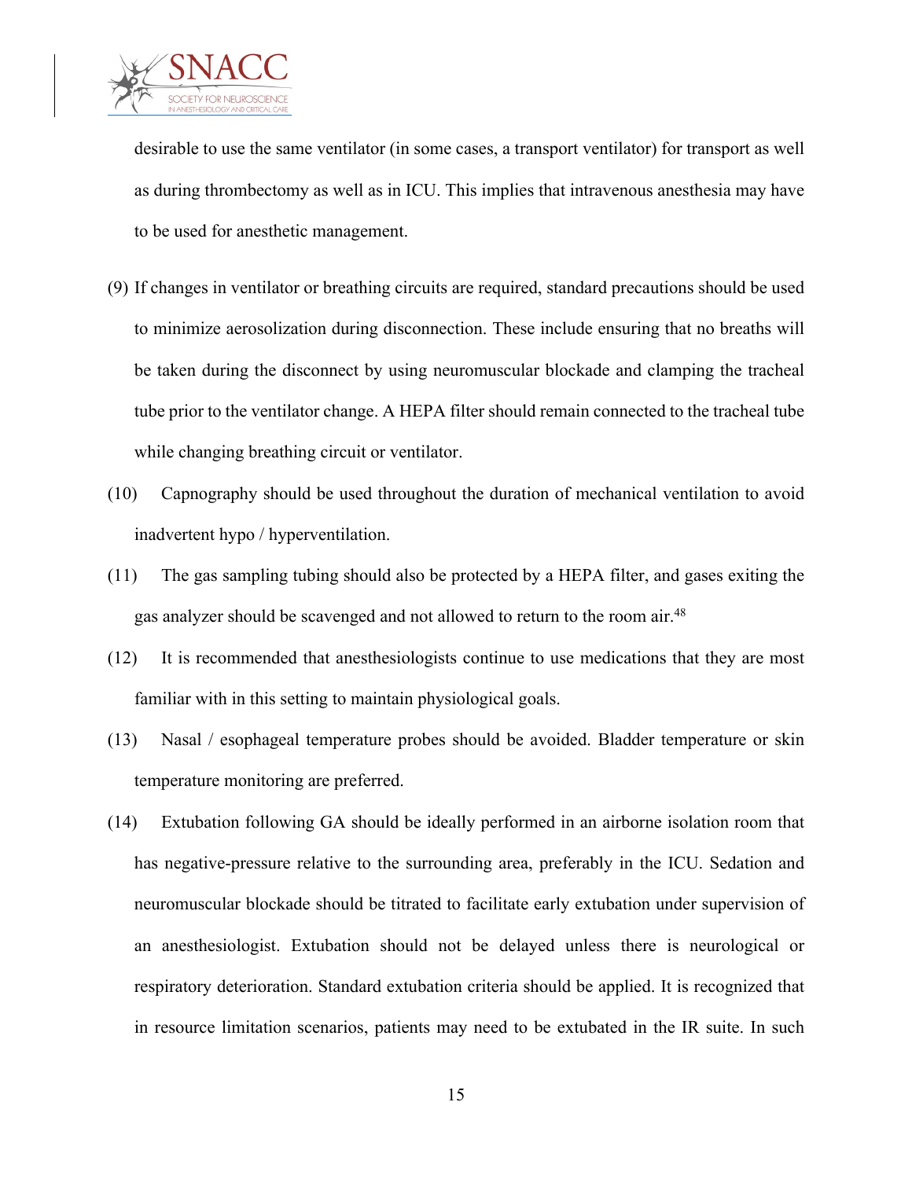desirable to use the same ventilator (in some cases, a transport ventilator) for transport as well as during thrombectomy as well as in ICU. This implies that intravenous anesthesia may have to be used for anesthetic management.

(9) If changes in ventilator or breathing circuits are required, standard precautions should be used to minimize aerosolization during disconnection. These include ensuring that no breaths will be taken during the disconnect by using neuromuscular blockade and clamping the tracheal tube prior to the ventilator change. A HEPA filter should remain connected to the tracheal tube while changing breathing circuit or ventilator.

(10) Capnography should be used throughout the duration of mechanical ventilation to avoid inadvertent hypo / hyperventilation.

(11) The gas sampling tubing should also be protected by a HEPA filter, and gases exiting the gas analyzer should be scavenged and not allowed to return to the room air.[48]

(12) It is recommended that anesthesiologists continue to use medications that they are most familiar with in this setting to maintain physiological goals.

(13) Nasal / esophageal temperature probes should be avoided. Bladder temperature or skin temperature monitoring are preferred.

(14) Extubation following GA should be ideally performed in an airborne isolation room that has negative-pressure relative to the surrounding area, preferably in the ICU. Sedation and neuromuscular blockade should be titrated to facilitate early extubation under supervision of an anesthesiologist. Extubation should not be delayed unless there is neurological or respiratory deterioration. Standard extubation criteria should be applied. It is recognized that in resource limitation scenarios, patients may need to be extubated in the IR suite. In such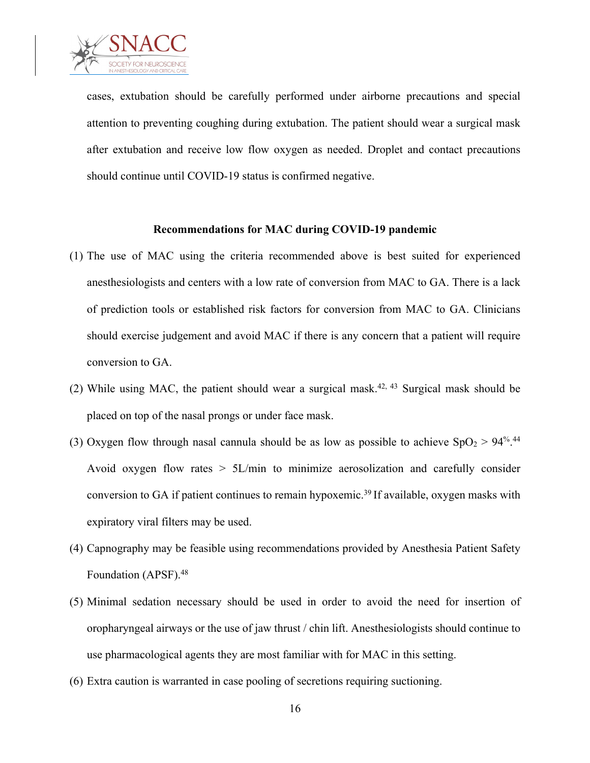cases, extubation should be carefully performed under airborne precautions and special attention to preventing coughing during extubation. The patient should wear a surgical mask after extubation and receive low flow oxygen as needed. Droplet and contact precautions should continue until COVID-19 status is confirmed negative.

**Recommendations for MAC during COVID-19 pandemic**

(1) The use of MAC using the criteria recommended above is best suited for experienced anesthesiologists and centers with a low rate of conversion from MAC to GA. There is a lack of prediction tools or established risk factors for conversion from MAC to GA. Clinicians should exercise judgement and avoid MAC if there is any concern that a patient will require conversion to GA.

(2) While using MAC, the patient should wear a surgical mask.[42, 43] Surgical mask should be placed on top of the nasal prongs or under face mask.

(3) Oxygen flow through nasal cannula should be as low as possible to achieve $SpO_2 > 94\%$.[44] Avoid oxygen flow rates > 5L/min to minimize aerosolization and carefully consider conversion to GA if patient continues to remain hypoxemic.[39] If available, oxygen masks with expiratory viral filters may be used.

(4) Capnography may be feasible using recommendations provided by Anesthesia Patient Safety Foundation (APSF).[48]

(5) Minimal sedation necessary should be used in order to avoid the need for insertion of oropharyngeal airways or the use of jaw thrust / chin lift. Anesthesiologists should continue to use pharmacological agents they are most familiar with for MAC in this setting.

(6) Extra caution is warranted in case pooling of secretions requiring suctioning.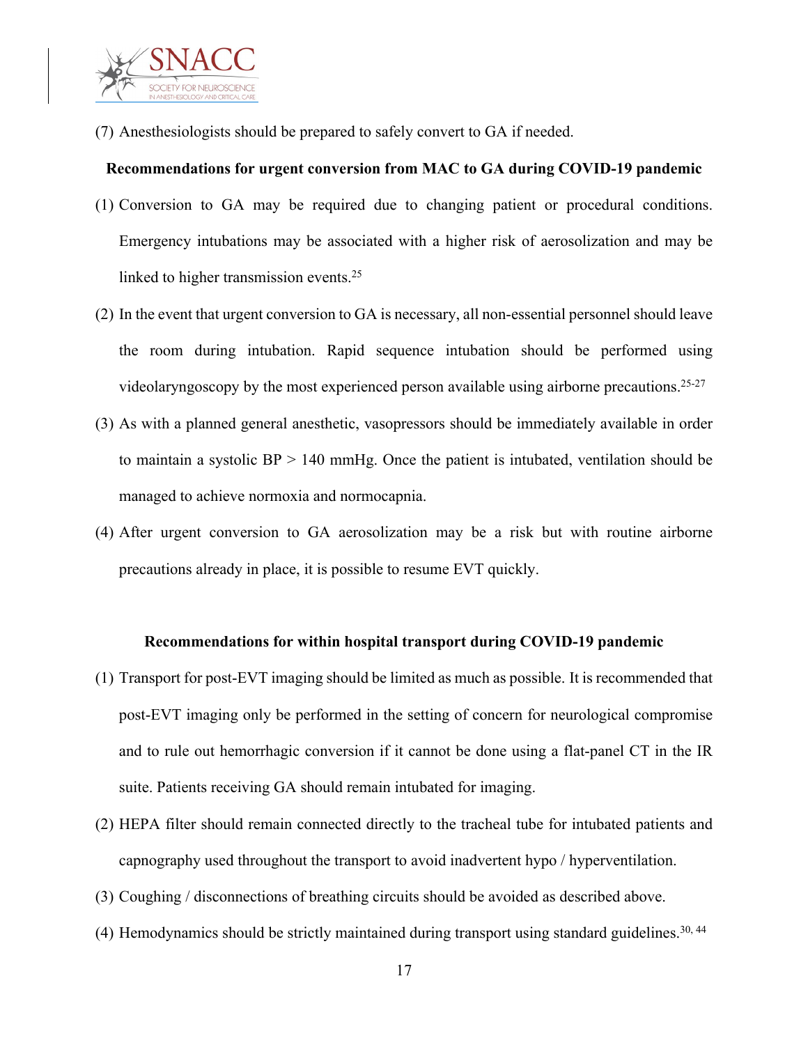(7) Anesthesiologists should be prepared to safely convert to GA if needed.

**Recommendations for urgent conversion from MAC to GA during COVID-19 pandemic**

(1) Conversion to GA may be required due to changing patient or procedural conditions. Emergency intubations may be associated with a higher risk of aerosolization and may be linked to higher transmission events.[25]

(2) In the event that urgent conversion to GA is necessary, all non-essential personnel should leave the room during intubation. Rapid sequence intubation should be performed using videolaryngoscopy by the most experienced person available using airborne precautions.[25-27]

(3) As with a planned general anesthetic, vasopressors should be immediately available in order to maintain a systolic BP > 140 mmHg. Once the patient is intubated, ventilation should be managed to achieve normoxia and normocapnia.

(4) After urgent conversion to GA aerosolization may be a risk but with routine airborne precautions already in place, it is possible to resume EVT quickly.

**Recommendations for within hospital transport during COVID-19 pandemic**

(1) Transport for post-EVT imaging should be limited as much as possible. It is recommended that post-EVT imaging only be performed in the setting of concern for neurological compromise and to rule out hemorrhagic conversion if it cannot be done using a flat-panel CT in the IR suite. Patients receiving GA should remain intubated for imaging.

(2) HEPA filter should remain connected directly to the tracheal tube for intubated patients and capnography used throughout the transport to avoid inadvertent hypo / hyperventilation.

(3) Coughing / disconnections of breathing circuits should be avoided as described above.

(4) Hemodynamics should be strictly maintained during transport using standard guidelines.[30, 44]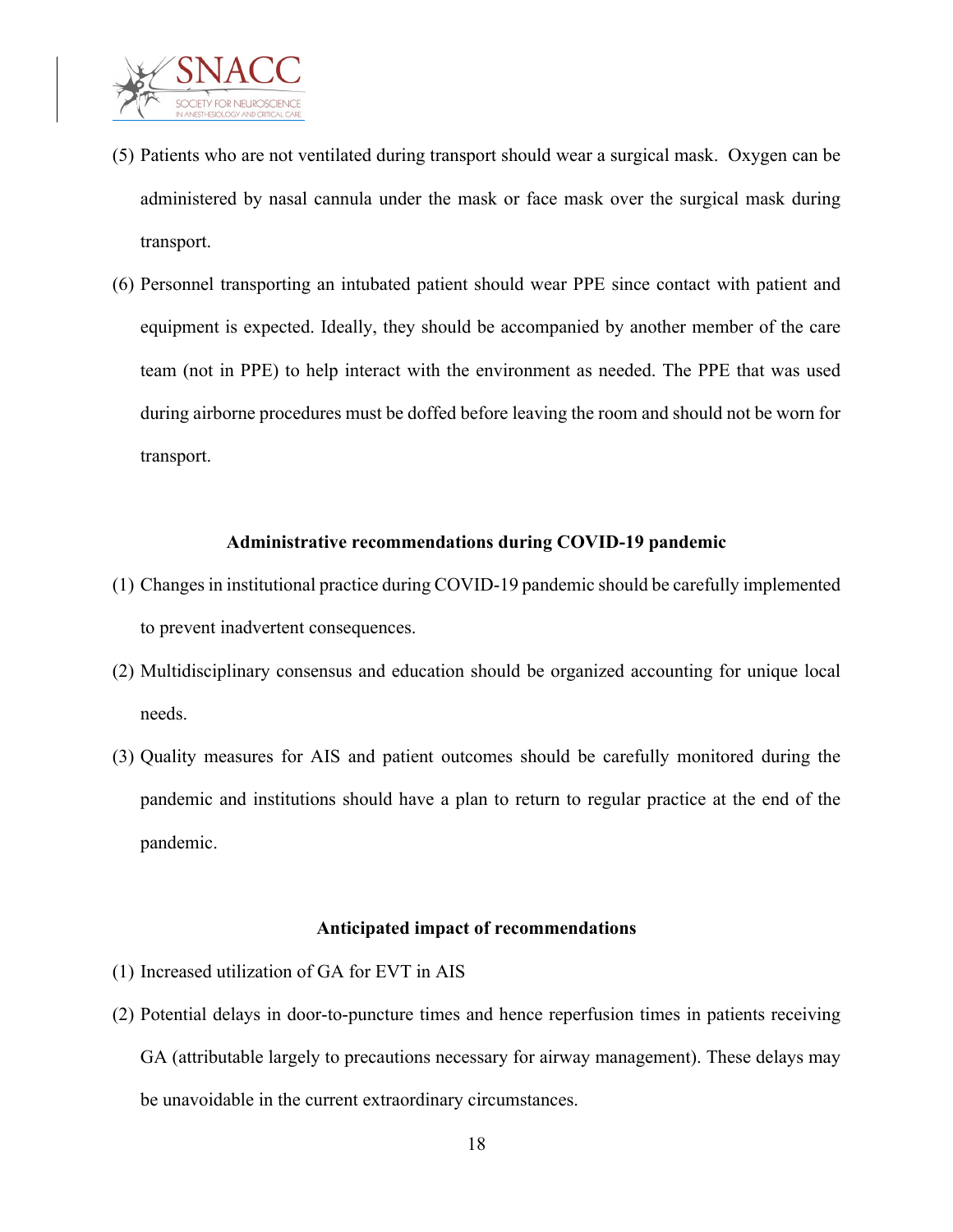(5) Patients who are not ventilated during transport should wear a surgical mask. Oxygen can be administered by nasal cannula under the mask or face mask over the surgical mask during transport.

(6) Personnel transporting an intubated patient should wear PPE since contact with patient and equipment is expected. Ideally, they should be accompanied by another member of the care team (not in PPE) to help interact with the environment as needed. The PPE that was used during airborne procedures must be doffed before leaving the room and should not be worn for transport.

**Administrative recommendations during COVID-19 pandemic**

(1) Changes in institutional practice during COVID-19 pandemic should be carefully implemented to prevent inadvertent consequences.

(2) Multidisciplinary consensus and education should be organized accounting for unique local needs.

(3) Quality measures for AIS and patient outcomes should be carefully monitored during the pandemic and institutions should have a plan to return to regular practice at the end of the pandemic.

**Anticipated impact of recommendations**

(1) Increased utilization of GA for EVT in AIS

(2) Potential delays in door-to-puncture times and hence reperfusion times in patients receiving GA (attributable largely to precautions necessary for airway management). These delays may be unavoidable in the current extraordinary circumstances.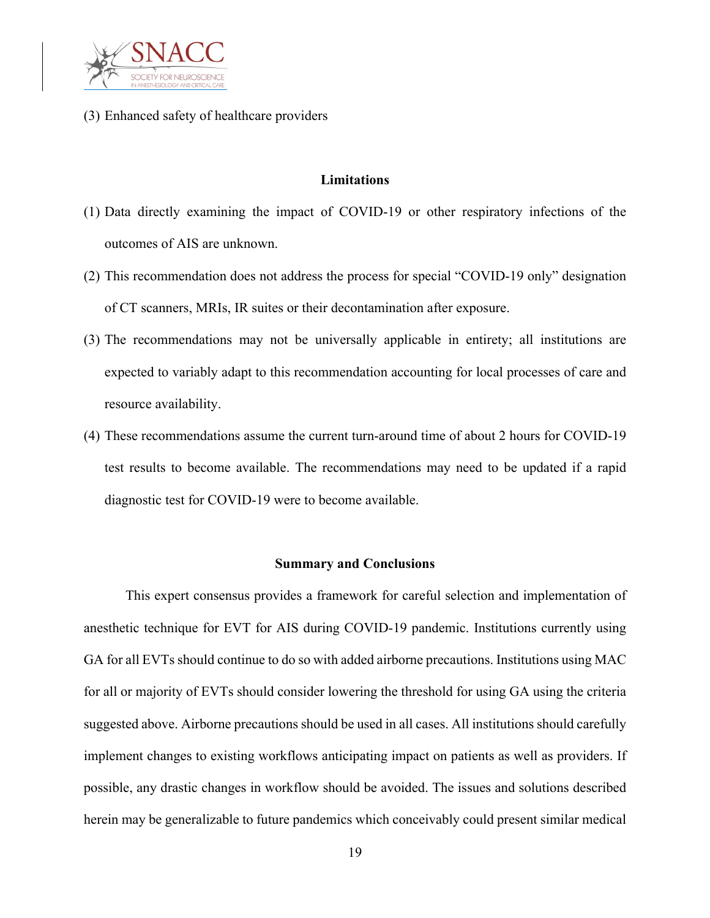(3) Enhanced safety of healthcare providers

## Limitations

(1) Data directly examining the impact of COVID-19 or other respiratory infections of the outcomes of AIS are unknown.

(2) This recommendation does not address the process for special “COVID-19 only” designation of CT scanners, MRIs, IR suites or their decontamination after exposure.

(3) The recommendations may not be universally applicable in entirety; all institutions are expected to variably adapt to this recommendation accounting for local processes of care and resource availability.

(4) These recommendations assume the current turn-around time of about 2 hours for COVID-19 test results to become available. The recommendations may need to be updated if a rapid diagnostic test for COVID-19 were to become available.

## Summary and Conclusions

This expert consensus provides a framework for careful selection and implementation of anesthetic technique for EVT for AIS during COVID-19 pandemic. Institutions currently using GA for all EVTs should continue to do so with added airborne precautions. Institutions using MAC for all or majority of EVTs should consider lowering the threshold for using GA using the criteria suggested above. Airborne precautions should be used in all cases. All institutions should carefully implement changes to existing workflows anticipating impact on patients as well as providers. If possible, any drastic changes in workflow should be avoided. The issues and solutions described herein may be generalizable to future pandemics which conceivably could present similar medical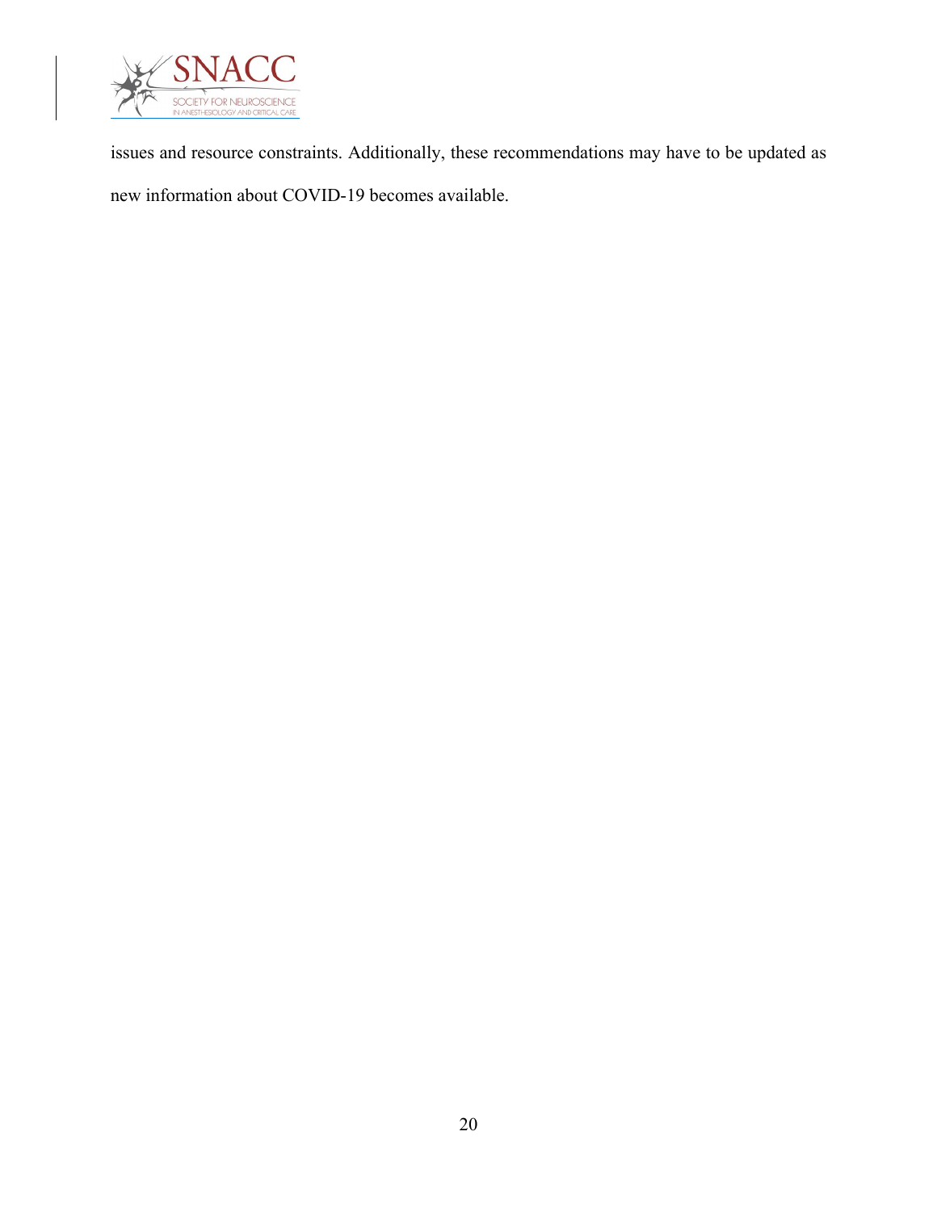issues and resource constraints. Additionally, these recommendations may have to be updated as new information about COVID-19 becomes available.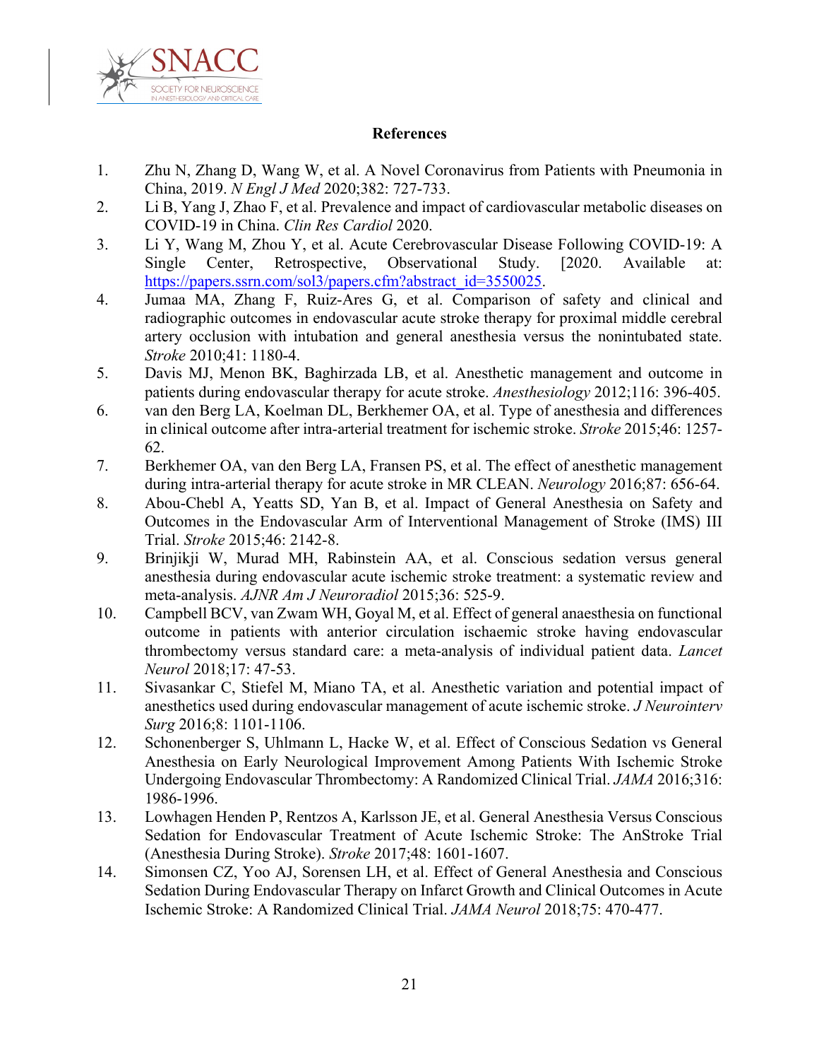**References**

1. Zhu N, Zhang D, Wang W, et al. A Novel Coronavirus from Patients with Pneumonia in China, 2019. *N Engl J Med* 2020;382: 727-733.
2. Li B, Yang J, Zhao F, et al. Prevalence and impact of cardiovascular metabolic diseases on COVID-19 in China. *Clin Res Cardiol* 2020.
3. Li Y, Wang M, Zhou Y, et al. Acute Cerebrovascular Disease Following COVID-19: A Single Center, Retrospective, Observational Study. [2020. Available at: https://papers.ssrn.com/sol3/papers.cfm?abstract_id=3550025.
4. Jumaa MA, Zhang F, Ruiz-Ares G, et al. Comparison of safety and clinical and radiographic outcomes in endovascular acute stroke therapy for proximal middle cerebral artery occlusion with intubation and general anesthesia versus the nonintubated state. *Stroke* 2010;41: 1180-4.
5. Davis MJ, Menon BK, Baghirzada LB, et al. Anesthetic management and outcome in patients during endovascular therapy for acute stroke. *Anesthesiology* 2012;116: 396-405.
6. van den Berg LA, Koelman DL, Berkhemer OA, et al. Type of anesthesia and differences in clinical outcome after intra-arterial treatment for ischemic stroke. *Stroke* 2015;46: 1257-62.
7. Berkhemer OA, van den Berg LA, Fransen PS, et al. The effect of anesthetic management during intra-arterial therapy for acute stroke in MR CLEAN. *Neurology* 2016;87: 656-64.
8. Abou-Chebl A, Yeatts SD, Yan B, et al. Impact of General Anesthesia on Safety and Outcomes in the Endovascular Arm of Interventional Management of Stroke (IMS) III Trial. *Stroke* 2015;46: 2142-8.
9. Brinjikji W, Murad MH, Rabinstein AA, et al. Conscious sedation versus general anesthesia during endovascular acute ischemic stroke treatment: a systematic review and meta-analysis. *AJNR Am J Neuroradiol* 2015;36: 525-9.
10. Campbell BCV, van Zwam WH, Goyal M, et al. Effect of general anaesthesia on functional outcome in patients with anterior circulation ischaemic stroke having endovascular thrombectomy versus standard care: a meta-analysis of individual patient data. *Lancet Neurol* 2018;17: 47-53.
11. Sivasankar C, Stiefel M, Miano TA, et al. Anesthetic variation and potential impact of anesthetics used during endovascular management of acute ischemic stroke. *J Neurointerv Surg* 2016;8: 1101-1106.
12. Schonenberger S, Uhlmann L, Hacke W, et al. Effect of Conscious Sedation vs General Anesthesia on Early Neurological Improvement Among Patients With Ischemic Stroke Undergoing Endovascular Thrombectomy: A Randomized Clinical Trial. *JAMA* 2016;316: 1986-1996.
13. Lowhagen Henden P, Rentzos A, Karlsson JE, et al. General Anesthesia Versus Conscious Sedation for Endovascular Treatment of Acute Ischemic Stroke: The AnStroke Trial (Anesthesia During Stroke). *Stroke* 2017;48: 1601-1607.
14. Simonsen CZ, Yoo AJ, Sorensen LH, et al. Effect of General Anesthesia and Conscious Sedation During Endovascular Therapy on Infarct Growth and Clinical Outcomes in Acute Ischemic Stroke: A Randomized Clinical Trial. *JAMA Neurol* 2018;75: 470-477.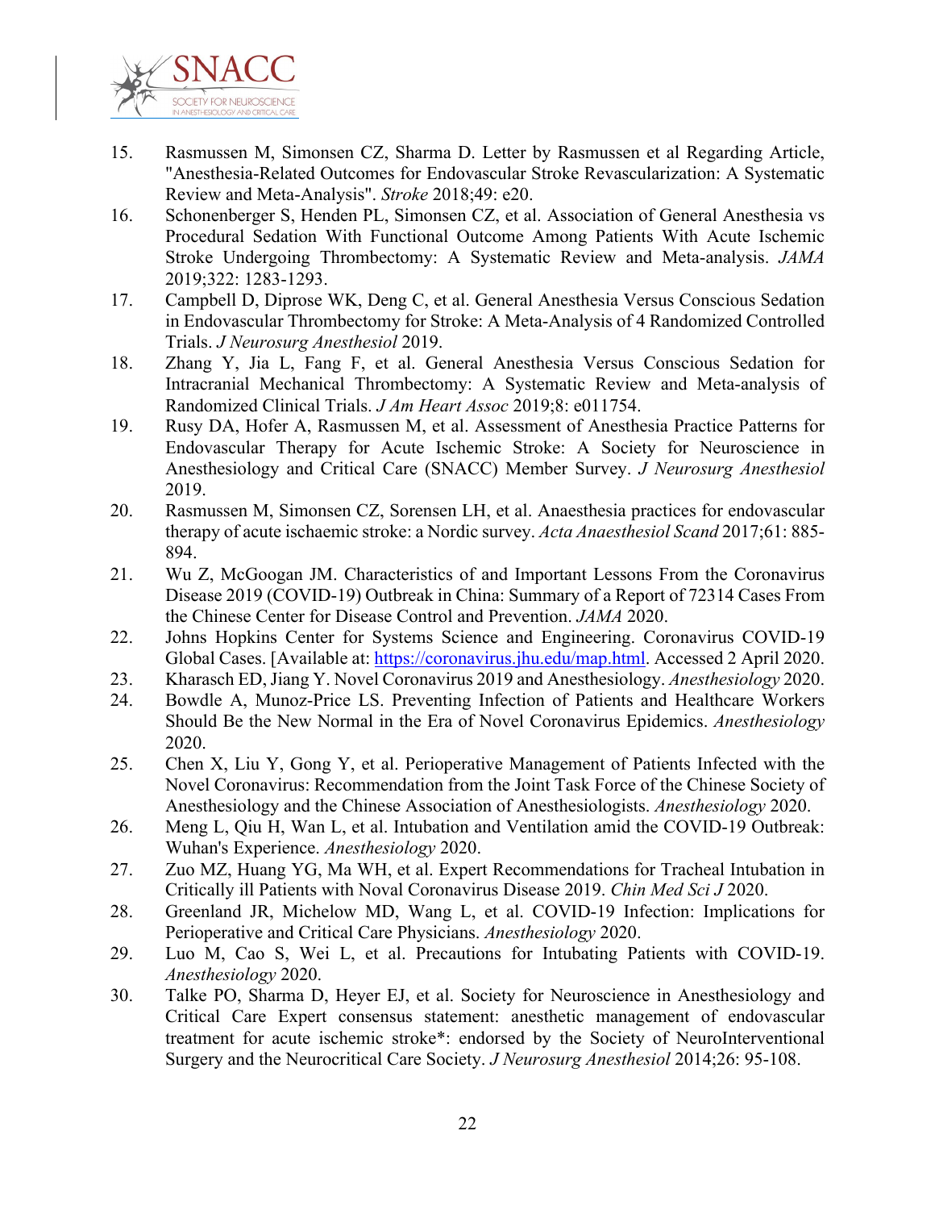15. Rasmussen M, Simonsen CZ, Sharma D. Letter by Rasmussen et al Regarding Article, "Anesthesia-Related Outcomes for Endovascular Stroke Revascularization: A Systematic Review and Meta-Analysis". *Stroke* 2018;49: e20.
16. Schonenberger S, Henden PL, Simonsen CZ, et al. Association of General Anesthesia vs Procedural Sedation With Functional Outcome Among Patients With Acute Ischemic Stroke Undergoing Thrombectomy: A Systematic Review and Meta-analysis. *JAMA* 2019;322: 1283-1293.
17. Campbell D, Diprose WK, Deng C, et al. General Anesthesia Versus Conscious Sedation in Endovascular Thrombectomy for Stroke: A Meta-Analysis of 4 Randomized Controlled Trials. *J Neurosurg Anesthesiol* 2019.
18. Zhang Y, Jia L, Fang F, et al. General Anesthesia Versus Conscious Sedation for Intracranial Mechanical Thrombectomy: A Systematic Review and Meta-analysis of Randomized Clinical Trials. *J Am Heart Assoc* 2019;8: e011754.
19. Rusy DA, Hofer A, Rasmussen M, et al. Assessment of Anesthesia Practice Patterns for Endovascular Therapy for Acute Ischemic Stroke: A Society for Neuroscience in Anesthesiology and Critical Care (SNACC) Member Survey. *J Neurosurg Anesthesiol* 2019.
20. Rasmussen M, Simonsen CZ, Sorensen LH, et al. Anaesthesia practices for endovascular therapy of acute ischaemic stroke: a Nordic survey. *Acta Anaesthesiol Scand* 2017;61: 885-894.
21. Wu Z, McGoogan JM. Characteristics of and Important Lessons From the Coronavirus Disease 2019 (COVID-19) Outbreak in China: Summary of a Report of 72314 Cases From the Chinese Center for Disease Control and Prevention. *JAMA* 2020.
22. Johns Hopkins Center for Systems Science and Engineering. Coronavirus COVID-19 Global Cases. [Available at: https://coronavirus.jhu.edu/map.html. Accessed 2 April 2020.
23. Kharasch ED, Jiang Y. Novel Coronavirus 2019 and Anesthesiology. *Anesthesiology* 2020.
24. Bowdle A, Munoz-Price LS. Preventing Infection of Patients and Healthcare Workers Should Be the New Normal in the Era of Novel Coronavirus Epidemics. *Anesthesiology* 2020.
25. Chen X, Liu Y, Gong Y, et al. Perioperative Management of Patients Infected with the Novel Coronavirus: Recommendation from the Joint Task Force of the Chinese Society of Anesthesiology and the Chinese Association of Anesthesiologists. *Anesthesiology* 2020.
26. Meng L, Qiu H, Wan L, et al. Intubation and Ventilation amid the COVID-19 Outbreak: Wuhan's Experience. *Anesthesiology* 2020.
27. Zuo MZ, Huang YG, Ma WH, et al. Expert Recommendations for Tracheal Intubation in Critically ill Patients with Noval Coronavirus Disease 2019. *Chin Med Sci J* 2020.
28. Greenland JR, Michelow MD, Wang L, et al. COVID-19 Infection: Implications for Perioperative and Critical Care Physicians. *Anesthesiology* 2020.
29. Luo M, Cao S, Wei L, et al. Precautions for Intubating Patients with COVID-19. *Anesthesiology* 2020.
30. Talke PO, Sharma D, Heyer EJ, et al. Society for Neuroscience in Anesthesiology and Critical Care Expert consensus statement: anesthetic management of endovascular treatment for acute ischemic stroke*: endorsed by the Society of NeuroInterventional Surgery and the Neurocritical Care Society. *J Neurosurg Anesthesiol* 2014;26: 95-108.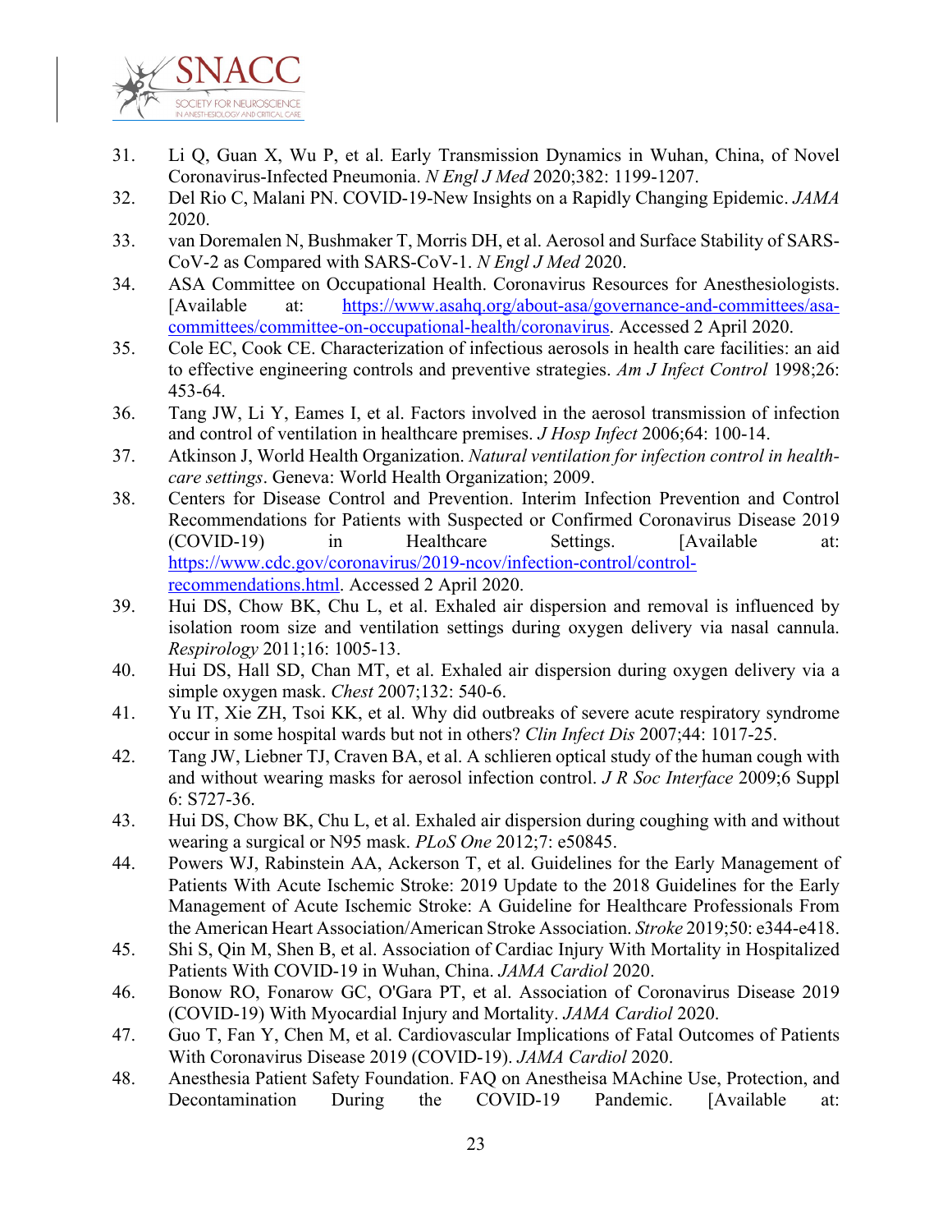31. Li Q, Guan X, Wu P, et al. Early Transmission Dynamics in Wuhan, China, of Novel Coronavirus-Infected Pneumonia. *N Engl J Med* 2020;382: 1199-1207.
32. Del Rio C, Malani PN. COVID-19-New Insights on a Rapidly Changing Epidemic. *JAMA* 2020.
33. van Doremalen N, Bushmaker T, Morris DH, et al. Aerosol and Surface Stability of SARS-CoV-2 as Compared with SARS-CoV-1. *N Engl J Med* 2020.
34. ASA Committee on Occupational Health. Coronavirus Resources for Anesthesiologists. [Available at: https://www.asahq.org/about-asa/governance-and-committees/asa-committees/committee-on-occupational-health/coronavirus. Accessed 2 April 2020.
35. Cole EC, Cook CE. Characterization of infectious aerosols in health care facilities: an aid to effective engineering controls and preventive strategies. *Am J Infect Control* 1998;26: 453-64.
36. Tang JW, Li Y, Eames I, et al. Factors involved in the aerosol transmission of infection and control of ventilation in healthcare premises. *J Hosp Infect* 2006;64: 100-14.
37. Atkinson J, World Health Organization. *Natural ventilation for infection control in health-care settings*. Geneva: World Health Organization; 2009.
38. Centers for Disease Control and Prevention. Interim Infection Prevention and Control Recommendations for Patients with Suspected or Confirmed Coronavirus Disease 2019 (COVID-19) in Healthcare Settings. [Available at: https://www.cdc.gov/coronavirus/2019-ncov/infection-control/control-recommendations.html. Accessed 2 April 2020.
39. Hui DS, Chow BK, Chu L, et al. Exhaled air dispersion and removal is influenced by isolation room size and ventilation settings during oxygen delivery via nasal cannula. *Respirology* 2011;16: 1005-13.
40. Hui DS, Hall SD, Chan MT, et al. Exhaled air dispersion during oxygen delivery via a simple oxygen mask. *Chest* 2007;132: 540-6.
41. Yu IT, Xie ZH, Tsoi KK, et al. Why did outbreaks of severe acute respiratory syndrome occur in some hospital wards but not in others? *Clin Infect Dis* 2007;44: 1017-25.
42. Tang JW, Liebner TJ, Craven BA, et al. A schlieren optical study of the human cough with and without wearing masks for aerosol infection control. *J R Soc Interface* 2009;6 Suppl 6: S727-36.
43. Hui DS, Chow BK, Chu L, et al. Exhaled air dispersion during coughing with and without wearing a surgical or N95 mask. *PLoS One* 2012;7: e50845.
44. Powers WJ, Rabinstein AA, Ackerson T, et al. Guidelines for the Early Management of Patients With Acute Ischemic Stroke: 2019 Update to the 2018 Guidelines for the Early Management of Acute Ischemic Stroke: A Guideline for Healthcare Professionals From the American Heart Association/American Stroke Association. *Stroke* 2019;50: e344-e418.
45. Shi S, Qin M, Shen B, et al. Association of Cardiac Injury With Mortality in Hospitalized Patients With COVID-19 in Wuhan, China. *JAMA Cardiol* 2020.
46. Bonow RO, Fonarow GC, O'Gara PT, et al. Association of Coronavirus Disease 2019 (COVID-19) With Myocardial Injury and Mortality. *JAMA Cardiol* 2020.
47. Guo T, Fan Y, Chen M, et al. Cardiovascular Implications of Fatal Outcomes of Patients With Coronavirus Disease 2019 (COVID-19). *JAMA Cardiol* 2020.
48. Anesthesia Patient Safety Foundation. FAQ on Anestheisa MAchine Use, Protection, and Decontamination During the COVID-19 Pandemic. [Available at: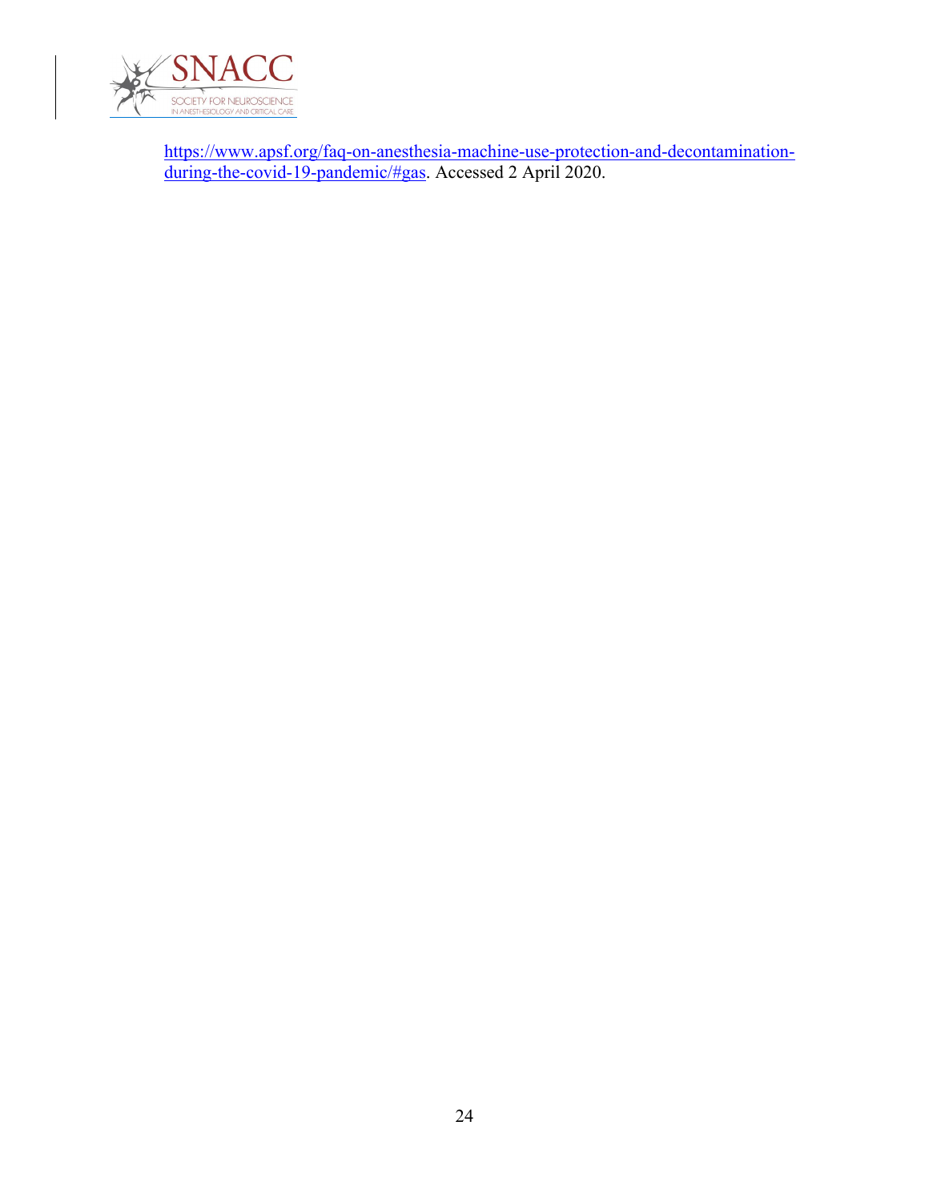https://www.apsf.org/faq-on-anesthesia-machine-use-protection-and-decontamination-during-the-covid-19-pandemic/#gas. Accessed 2 April 2020.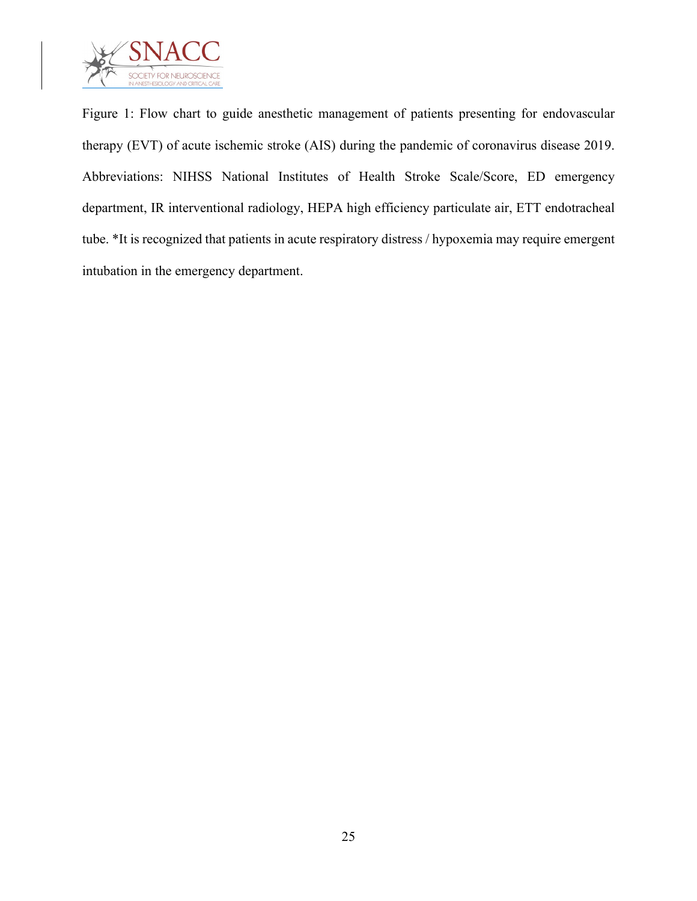Figure 1: Flow chart to guide anesthetic management of patients presenting for endovascular therapy (EVT) of acute ischemic stroke (AIS) during the pandemic of coronavirus disease 2019. Abbreviations: NIHSS National Institutes of Health Stroke Scale/Score, ED emergency department, IR interventional radiology, HEPA high efficiency particulate air, ETT endotracheal tube. *It is recognized that patients in acute respiratory distress / hypoxemia may require emergent intubation in the emergency department.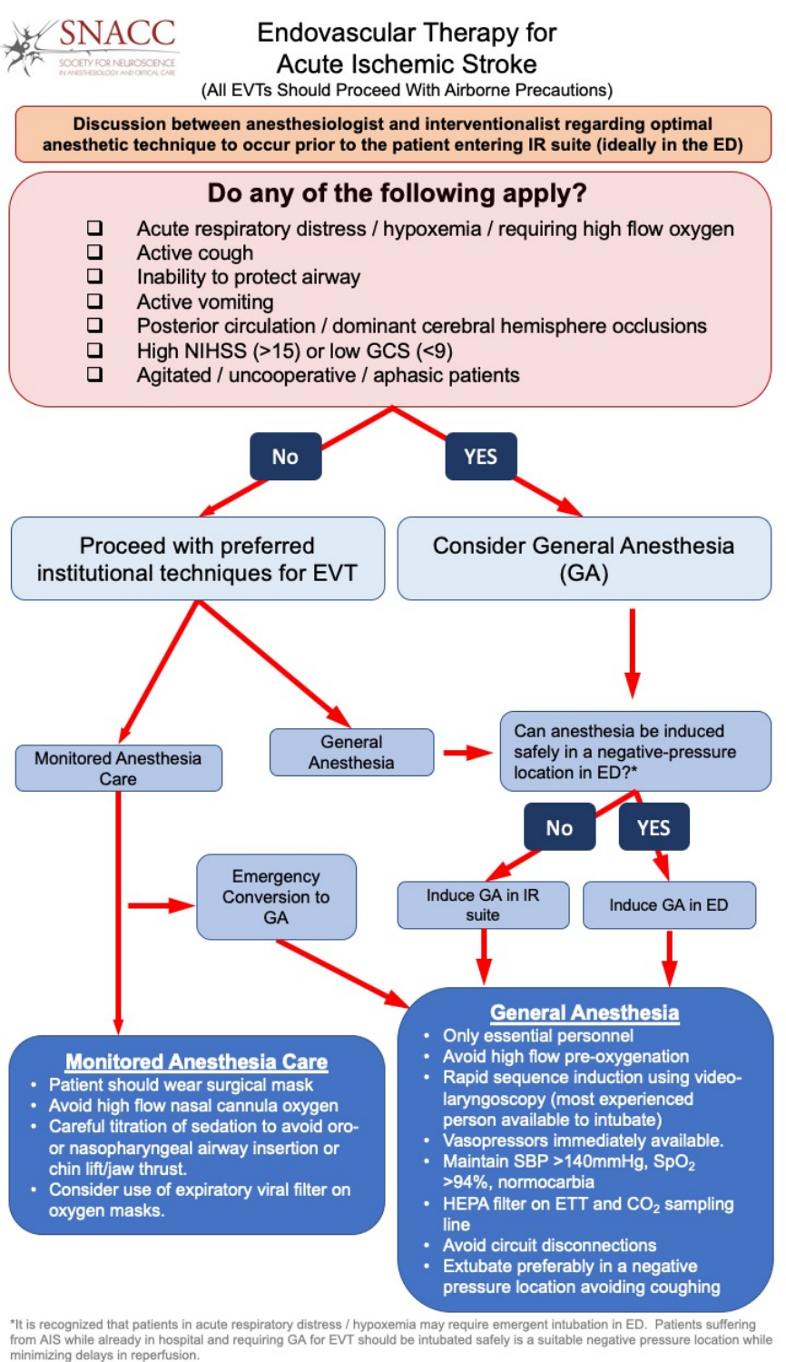SNACC SOCIETY FOR NEUROSCIENCE IN ANESTHESIOLOGY AND CRITICAL CARE

# Endovascular Therapy for Acute Ischemic Stroke

(All EVTs Should Proceed With Airborne Precautions)

**Discussion between anesthesiologist and interventionalist regarding optimal anesthetic technique to occur prior to the patient entering IR suite (ideally in the ED)**

## Do any of the following apply?

- Acute respiratory distress / hypoxemia / requiring high flow oxygen
- Active cough
- Inability to protect airway
- Active vomiting
- Posterior circulation / dominant cerebral hemisphere occlusions
- High NIHSS (>15) or low GCS (<9)
- Agitated / uncooperative / aphasic patients

**No** → Proceed with preferred institutional techniques for EVT

- Monitored Anesthesia Care → Monitored Anesthesia Care (below); Emergency Conversion to GA → General Anesthesia (below)
- General Anesthesia → Can anesthesia be induced safely in a negative-pressure location in ED?*

**YES** → Consider General Anesthesia (GA) → Can anesthesia be induced safely in a negative-pressure location in ED?*

- No → Induce GA in IR suite → General Anesthesia
- YES → Induce GA in ED → General Anesthesia

### Monitored Anesthesia Care

- Patient should wear surgical mask
- Avoid high flow nasal cannula oxygen
- Careful titration of sedation to avoid oro- or nasopharyngeal airway insertion or chin lift/jaw thrust.
- Consider use of expiratory viral filter on oxygen masks.

### General Anesthesia

- Only essential personnel
- Avoid high flow pre-oxygenation
- Rapid sequence induction using video-laryngoscopy (most experienced person available to intubate)
- Vasopressors immediately available.
- Maintain SBP >140mmHg, $SpO_2$ >94%, normocarbia
- HEPA filter on ETT and $CO_2$ sampling line
- Avoid circuit disconnections
- Extubate preferably in a negative pressure location avoiding coughing

*It is recognized that patients in acute respiratory distress / hypoxemia may require emergent intubation in ED. Patients suffering from AIS while already in hospital and requiring GA for EVT should be intubated safely is a suitable negative pressure location while minimizing delays in reperfusion.